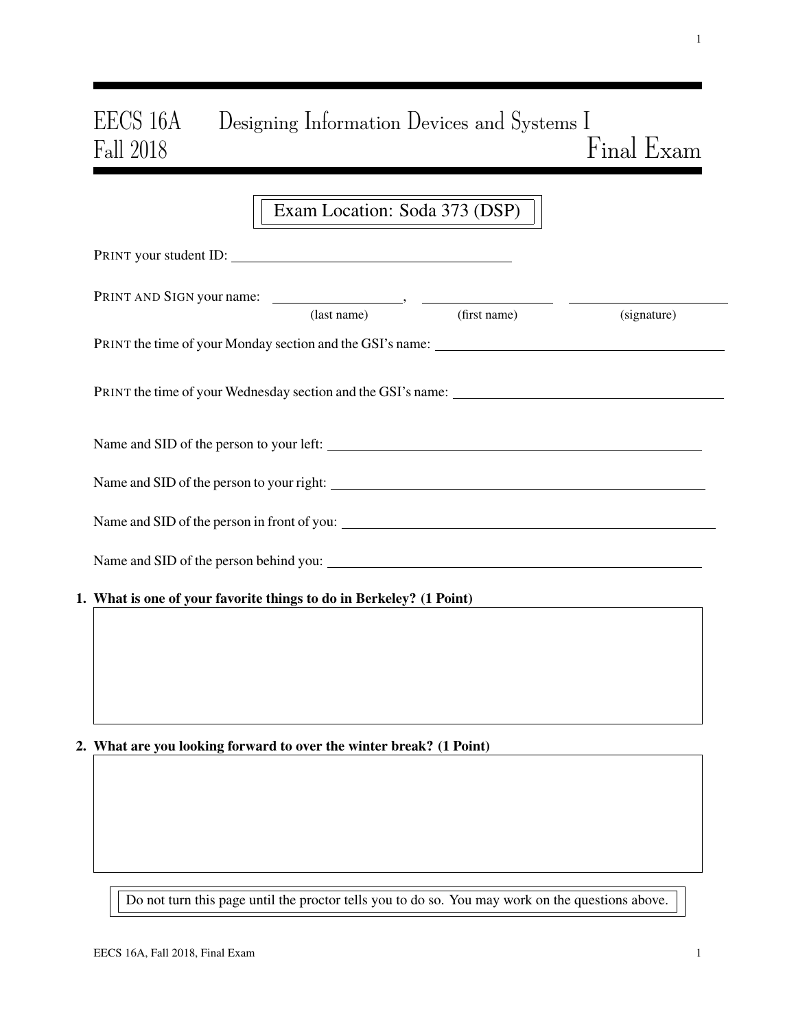# EECS 16A Designing Information Devices and Systems I
## Fall 2018 Final Exam

Exam Location: Soda 373 (DSP)

PRINT your student ID: ________________________________

PRINT AND SIGN your name: ________________, ________________ ________________
(last name) (first name) (signature)

PRINT the time of your Monday section and the GSI's name: ________________________________

PRINT the time of your Wednesday section and the GSI's name: ________________________________

Name and SID of the person to your left: ________________________________

Name and SID of the person to your right: ________________________________

Name and SID of the person in front of you: ________________________________

Name and SID of the person behind you: ________________________________

**1. What is one of your favorite things to do in Berkeley? (1 Point)**

**2. What are you looking forward to over the winter break? (1 Point)**

Do not turn this page until the proctor tells you to do so. You may work on the questions above.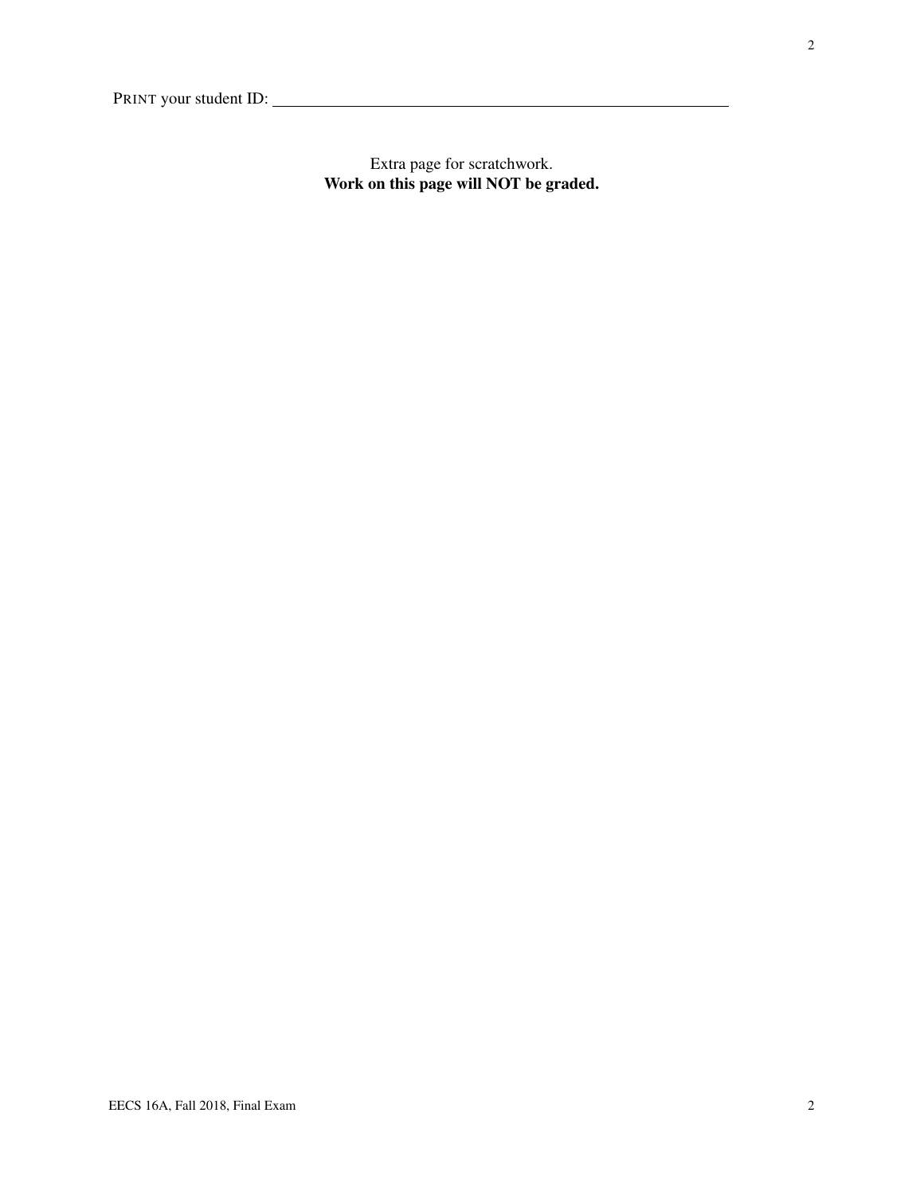PRINT your student ID: ____________________

Extra page for scratchwork.
**Work on this page will NOT be graded.**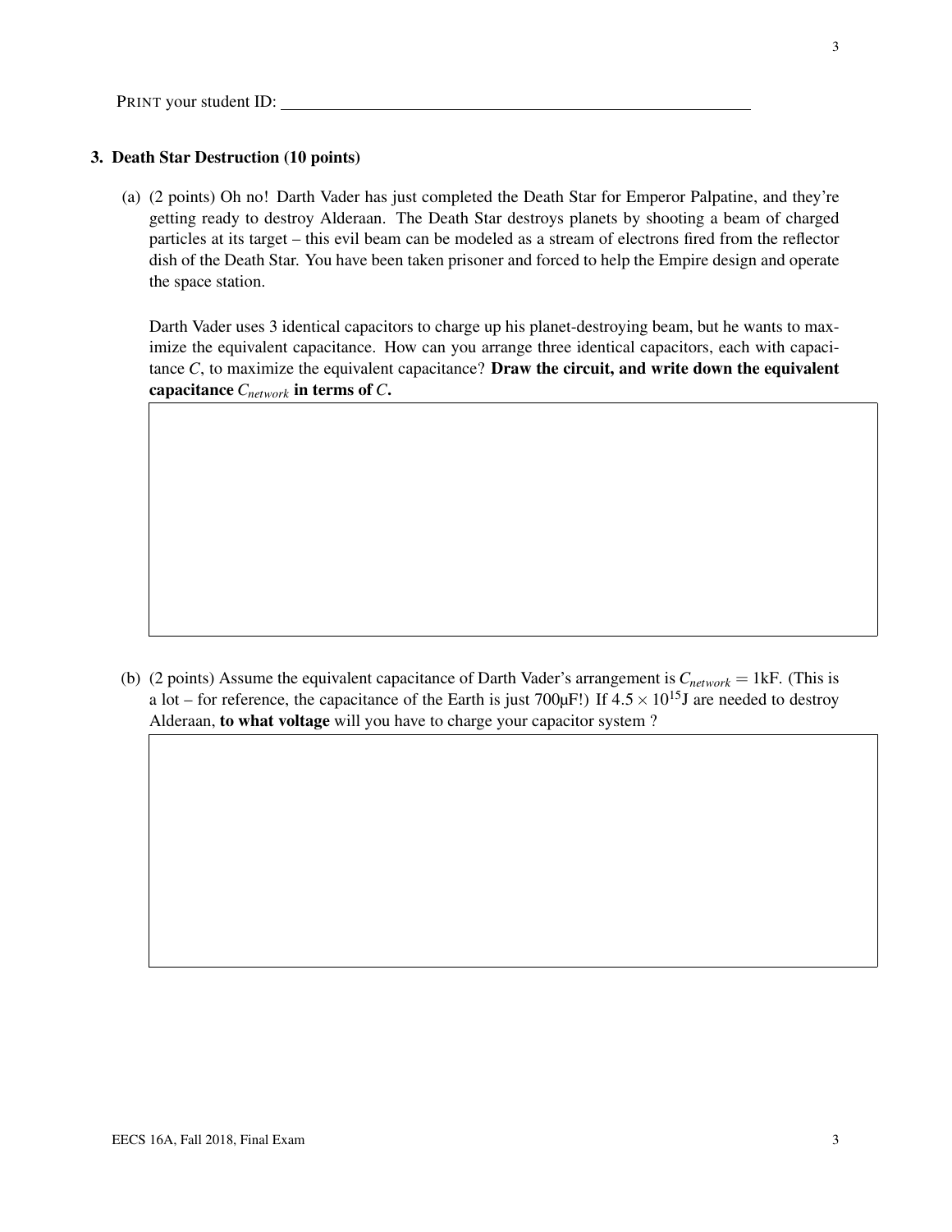PRINT your student ID: \_\_\_\_\_\_\_\_\_\_\_\_\_\_\_\_\_\_\_\_\_\_\_\_\_\_\_\_\_\_\_\_

## 3. Death Star Destruction (10 points)

(a) (2 points) Oh no! Darth Vader has just completed the Death Star for Emperor Palpatine, and they're getting ready to destroy Alderaan. The Death Star destroys planets by shooting a beam of charged particles at its target – this evil beam can be modeled as a stream of electrons fired from the reflector dish of the Death Star. You have been taken prisoner and forced to help the Empire design and operate the space station.

Darth Vader uses 3 identical capacitors to charge up his planet-destroying beam, but he wants to maximize the equivalent capacitance. How can you arrange three identical capacitors, each with capacitance $C$, to maximize the equivalent capacitance? **Draw the circuit, and write down the equivalent capacitance $C_{network}$ in terms of $C$.**

(b) (2 points) Assume the equivalent capacitance of Darth Vader's arrangement is $C_{network} = 1\text{kF}$. (This is a lot – for reference, the capacitance of the Earth is just 700µF!) If $4.5 \times 10^{15}$J are needed to destroy Alderaan, **to what voltage** will you have to charge your capacitor system ?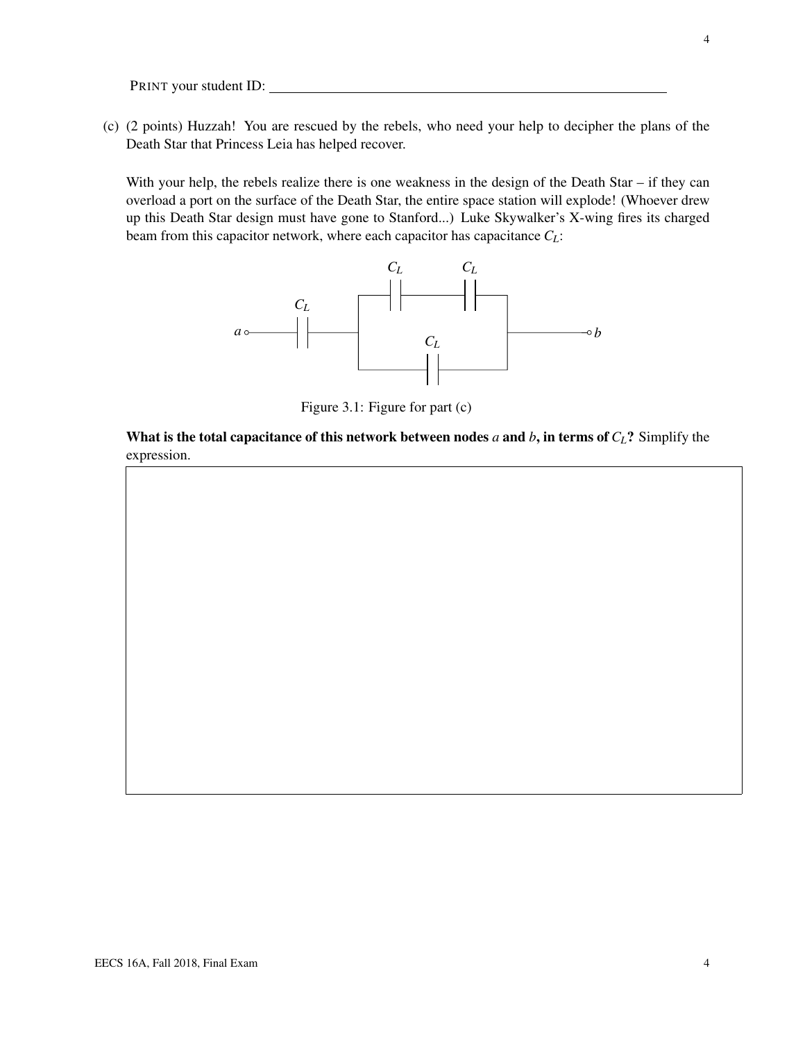PRINT your student ID: ______________________________

(c) (2 points) Huzzah! You are rescued by the rebels, who need your help to decipher the plans of the Death Star that Princess Leia has helped recover.

With your help, the rebels realize there is one weakness in the design of the Death Star – if they can overload a port on the surface of the Death Star, the entire space station will explode! (Whoever drew up this Death Star design must have gone to Stanford...) Luke Skywalker's X-wing fires its charged beam from this capacitor network, where each capacitor has capacitance $C_L$:

Figure 3.1: Figure for part (c)

**What is the total capacitance of this network between nodes $a$ and $b$, in terms of $C_L$?** Simplify the expression.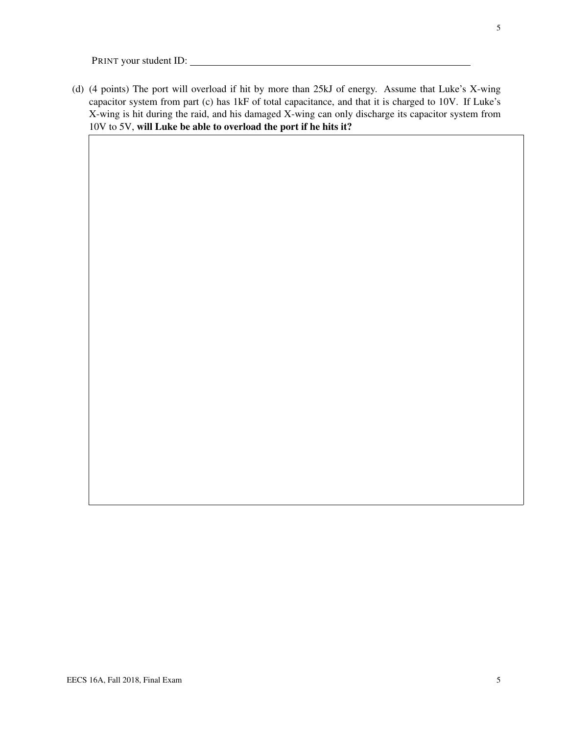PRINT your student ID: ____________________

(d) (4 points) The port will overload if hit by more than 25kJ of energy. Assume that Luke's X-wing capacitor system from part (c) has 1kF of total capacitance, and that it is charged to 10V. If Luke's X-wing is hit during the raid, and his damaged X-wing can only discharge its capacitor system from 10V to 5V, **will Luke be able to overload the port if he hits it?**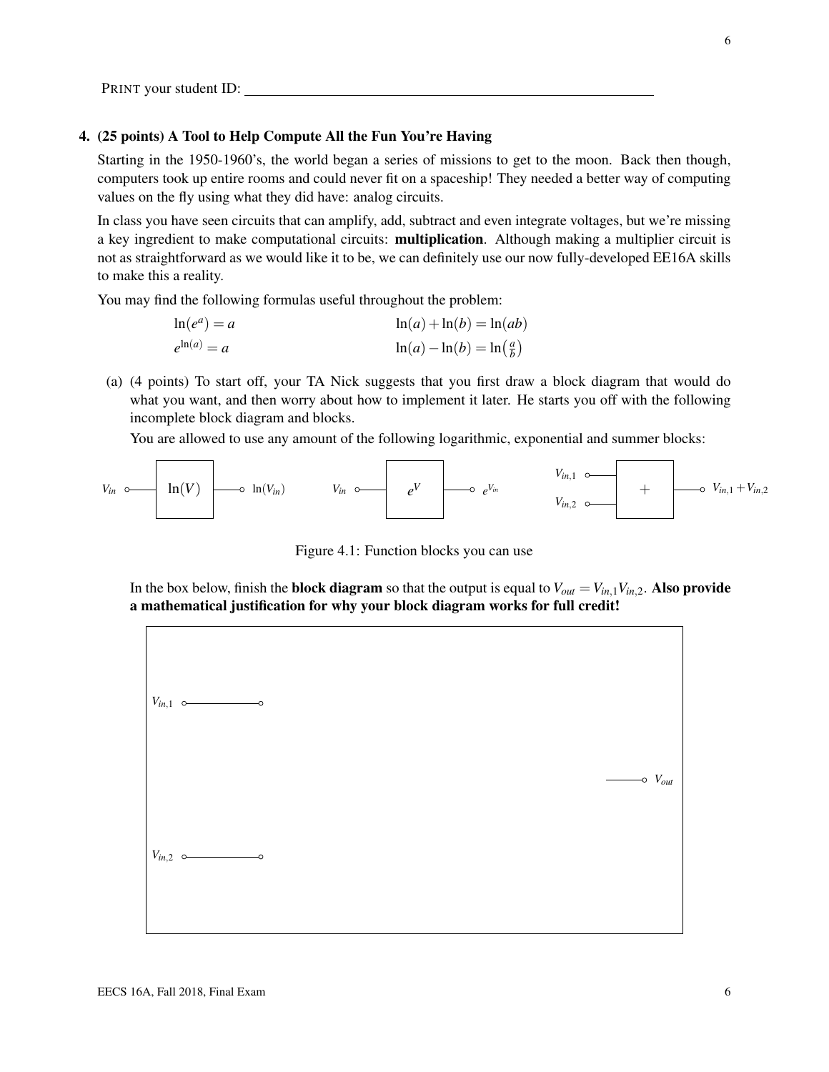PRINT your student ID: ______________________________

**4. (25 points) A Tool to Help Compute All the Fun You're Having**

Starting in the 1950-1960's, the world began a series of missions to get to the moon. Back then though, computers took up entire rooms and could never fit on a spaceship! They needed a better way of computing values on the fly using what they did have: analog circuits.

In class you have seen circuits that can amplify, add, subtract and even integrate voltages, but we're missing a key ingredient to make computational circuits: **multiplication**. Although making a multiplier circuit is not as straightforward as we would like it to be, we can definitely use our now fully-developed EE16A skills to make this a reality.

You may find the following formulas useful throughout the problem:

$$\ln(e^a) = a \qquad \ln(a) + \ln(b) = \ln(ab)$$

$$e^{\ln(a)} = a \qquad \ln(a) - \ln(b) = \ln\left(\frac{a}{b}\right)$$

(a) (4 points) To start off, your TA Nick suggests that you first draw a block diagram that would do what you want, and then worry about how to implement it later. He starts you off with the following incomplete block diagram and blocks.

You are allowed to use any amount of the following logarithmic, exponential and summer blocks:

$V_{in}$ → [$\ln(V)$] → $\ln(V_{in})$ $\qquad$ $V_{in}$ → [$e^V$] → $e^{V_{in}}$ $\qquad$ $V_{in,1}$, $V_{in,2}$ → [$+$] → $V_{in,1} + V_{in,2}$

Figure 4.1: Function blocks you can use

In the box below, finish the **block diagram** so that the output is equal to $V_{out} = V_{in,1} V_{in,2}$. **Also provide a mathematical justification for why your block diagram works for full credit!**

$V_{in,1}$

$V_{out}$

$V_{in,2}$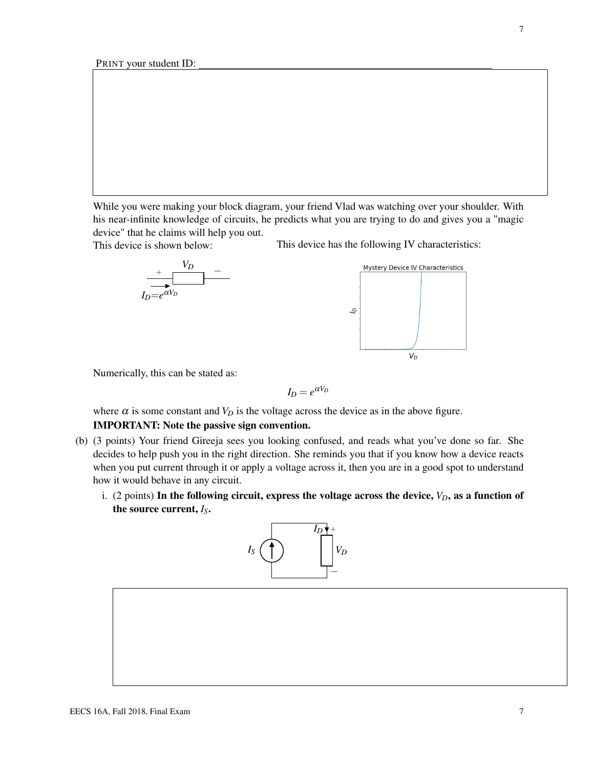PRINT your student ID: \_\_\_\_\_\_\_\_\_\_\_\_\_\_\_\_\_\_\_\_\_\_\_\_\_\_\_\_\_\_\_\_\_\_\_\_\_\_\_\_

While you were making your block diagram, your friend Vlad was watching over your shoulder. With his near-infinite knowledge of circuits, he predicts what you are trying to do and gives you a "magic device" that he claims will help you out.

This device is shown below:

This device has the following IV characteristics:

Numerically, this can be stated as:

$$I_D = e^{\alpha V_D}$$

where $\alpha$ is some constant and $V_D$ is the voltage across the device as in the above figure.

**IMPORTANT: Note the passive sign convention.**

(b) (3 points) Your friend Gireeja sees you looking confused, and reads what you've done so far. She decides to help push you in the right direction. She reminds you that if you know how a device reacts when you put current through it or apply a voltage across it, then you are in a good spot to understand how it would behave in any circuit.

i. (2 points) **In the following circuit, express the voltage across the device, $V_D$, as a function of the source current, $I_S$.**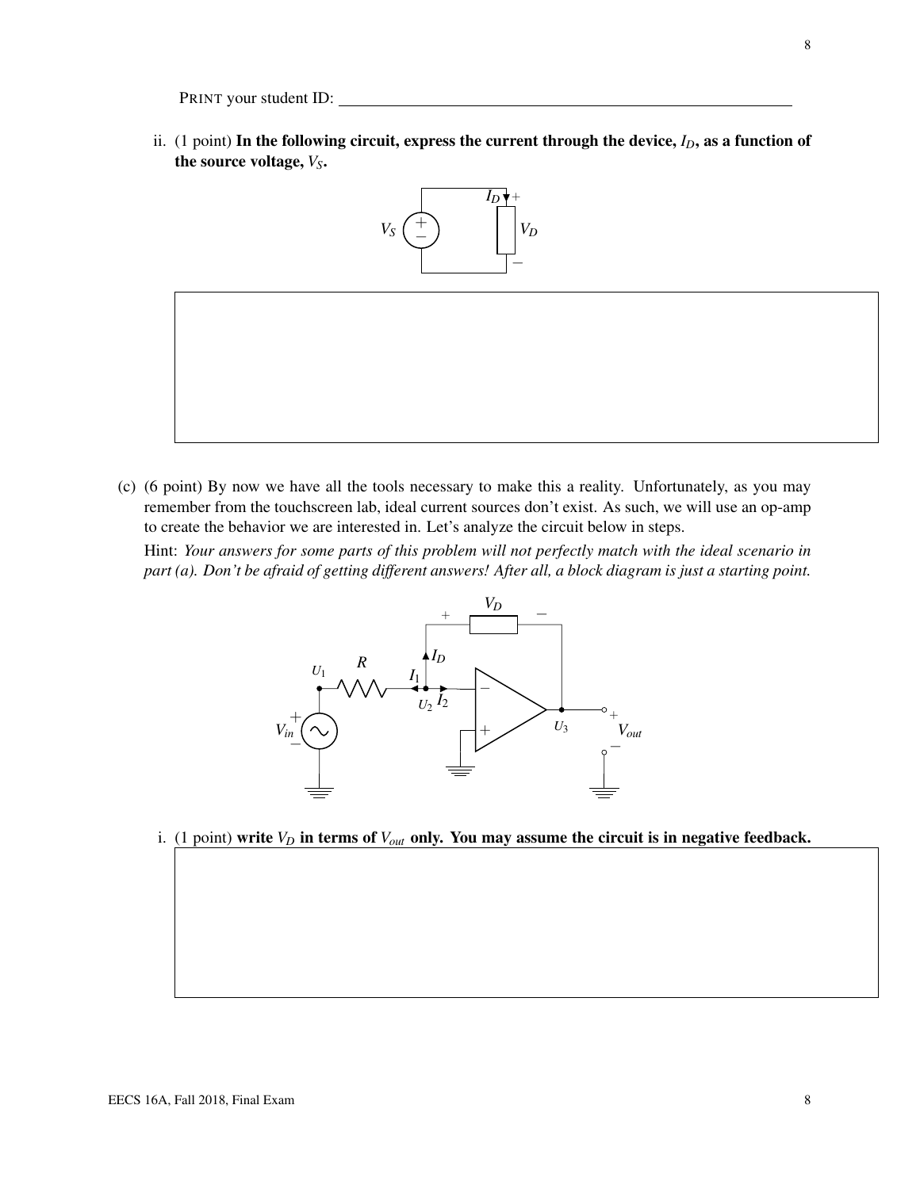PRINT your student ID: ______________________________

ii. (1 point) **In the following circuit, express the current through the device, $I_D$, as a function of the source voltage, $V_S$.**

(c) (6 point) By now we have all the tools necessary to make this a reality. Unfortunately, as you may remember from the touchscreen lab, ideal current sources don't exist. As such, we will use an op-amp to create the behavior we are interested in. Let's analyze the circuit below in steps.

Hint: *Your answers for some parts of this problem will not perfectly match with the ideal scenario in part (a). Don't be afraid of getting different answers! After all, a block diagram is just a starting point.*

i. (1 point) **write $V_D$ in terms of $V_{out}$ only. You may assume the circuit is in negative feedback.**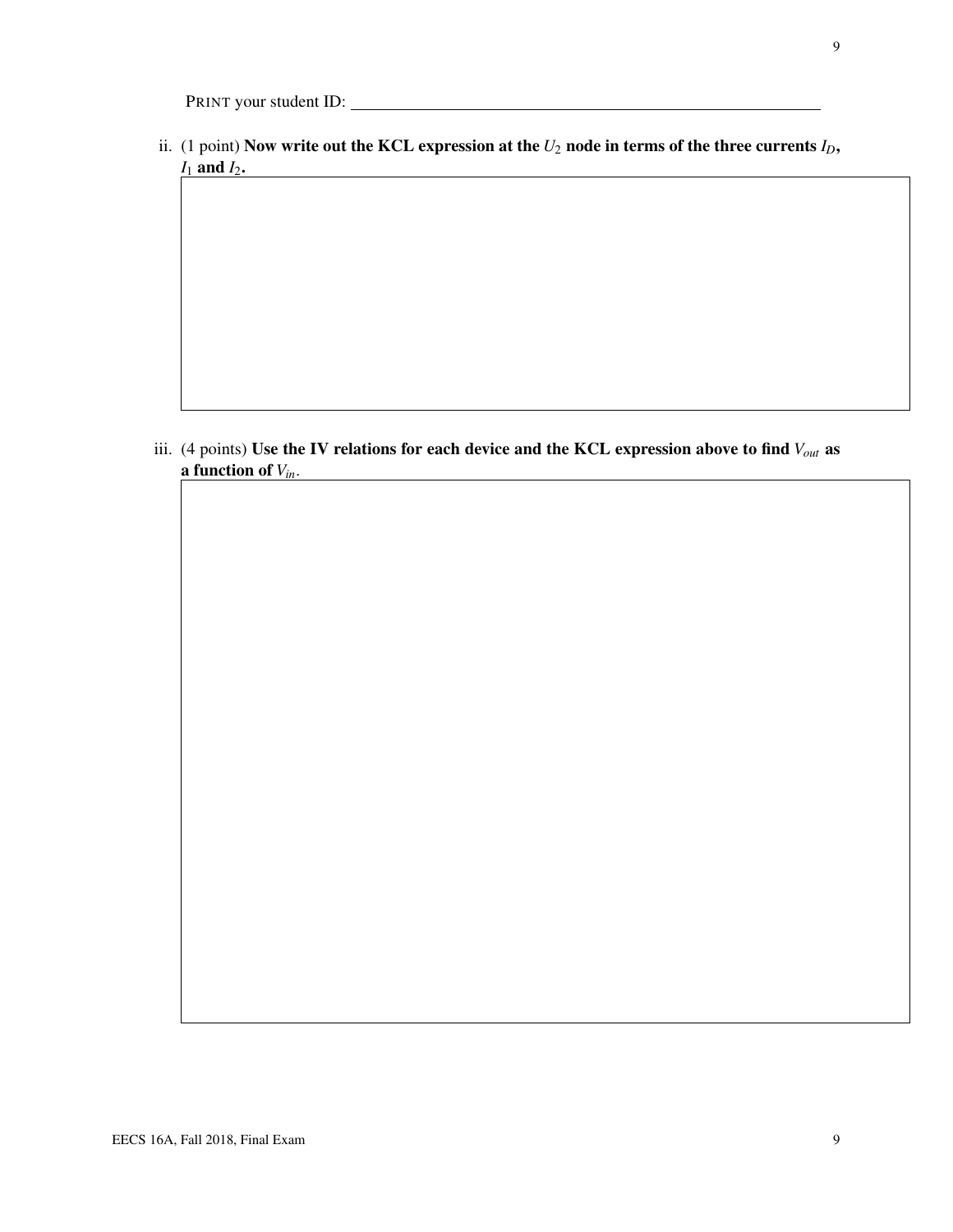PRINT your student ID: ______________________________

ii. (1 point) **Now write out the KCL expression at the $U_2$ node in terms of the three currents $I_D$, $I_1$ and $I_2$.**

iii. (4 points) **Use the IV relations for each device and the KCL expression above to find $V_{out}$ as a function of $V_{in}$.**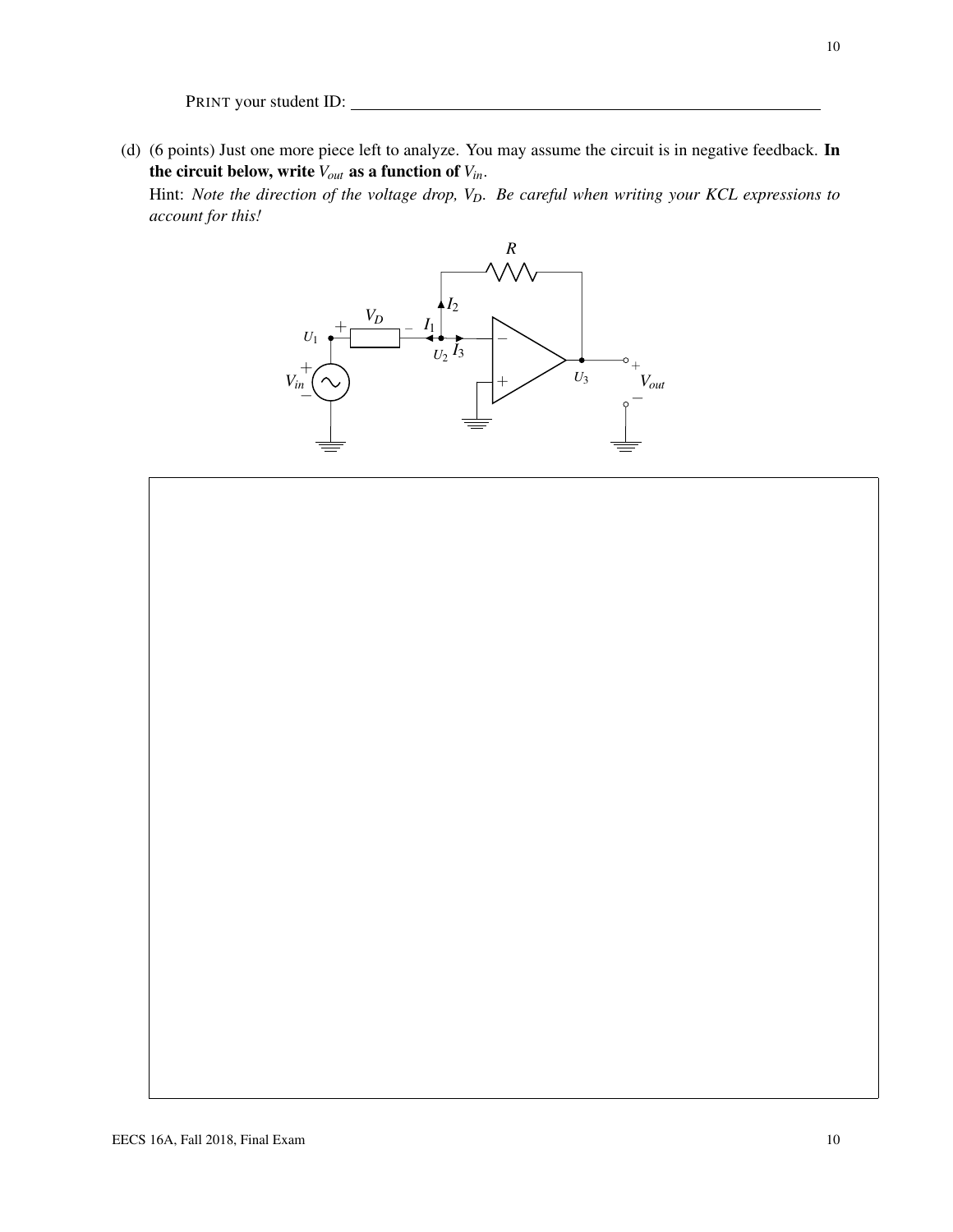PRINT your student ID: \_\_\_\_\_\_\_\_\_\_\_\_\_\_\_\_\_\_\_\_\_\_\_\_\_\_\_\_\_\_\_\_\_\_\_\_\_\_\_\_

(d) (6 points) Just one more piece left to analyze. You may assume the circuit is in negative feedback. **In the circuit below, write $V_{out}$ as a function of $V_{in}$.**

Hint: *Note the direction of the voltage drop, $V_D$. Be careful when writing your KCL expressions to account for this!*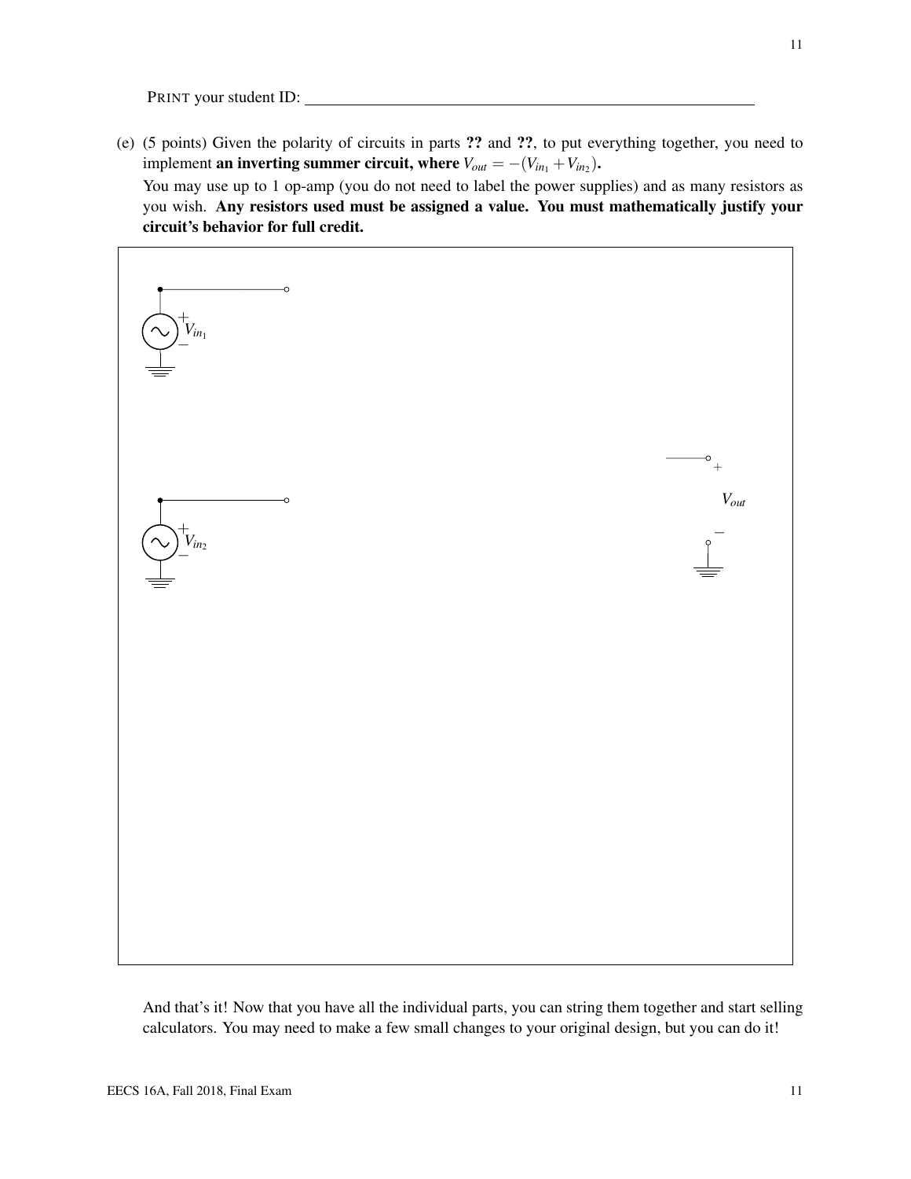PRINT your student ID: ____________________

(e) (5 points) Given the polarity of circuits in parts ?? and ??, to put everything together, you need to implement **an inverting summer circuit, where $V_{out} = -(V_{in_1} + V_{in_2})$.**

You may use up to 1 op-amp (you do not need to label the power supplies) and as many resistors as you wish. **Any resistors used must be assigned a value. You must mathematically justify your circuit's behavior for full credit.**

$V_{in_1}$

$V_{in_2}$

$V_{out}$

And that's it! Now that you have all the individual parts, you can string them together and start selling calculators. You may need to make a few small changes to your original design, but you can do it!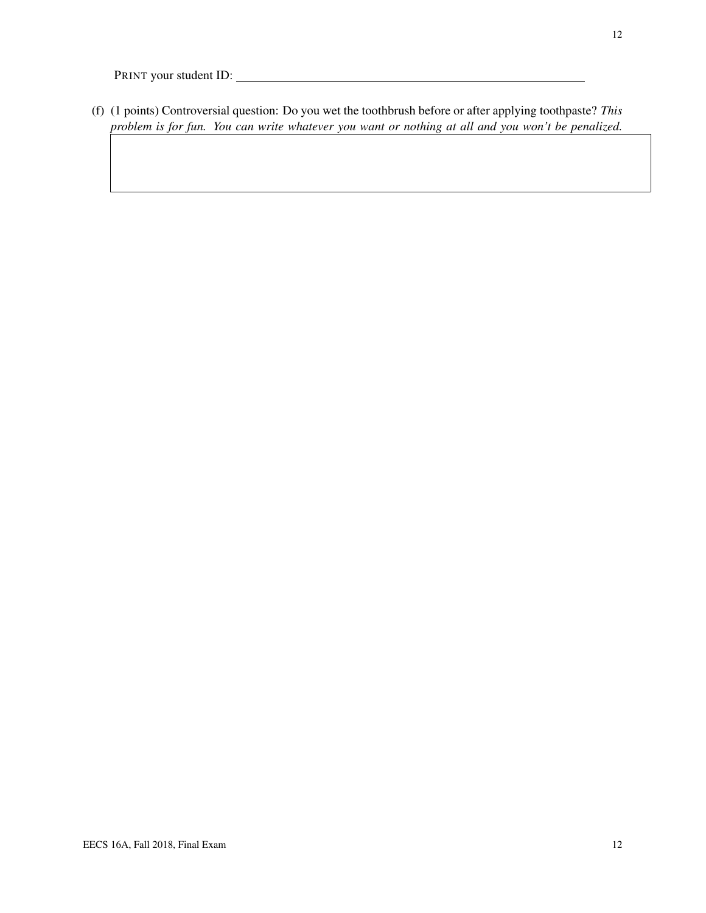PRINT your student ID: ____________________________________________

(f) (1 points) Controversial question: Do you wet the toothbrush before or after applying toothpaste? *This problem is for fun. You can write whatever you want or nothing at all and you won't be penalized.*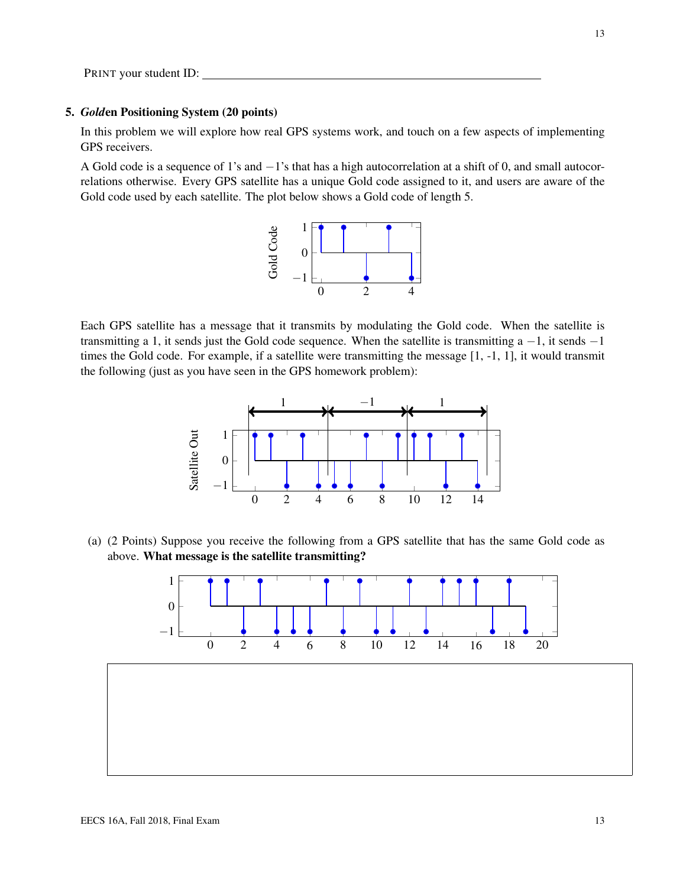PRINT your student ID: ______________________________

## 5. *Gold*en Positioning System (20 points)

In this problem we will explore how real GPS systems work, and touch on a few aspects of implementing GPS receivers.

A Gold code is a sequence of 1's and $-1$'s that has a high autocorrelation at a shift of 0, and small autocorrelations otherwise. Every GPS satellite has a unique Gold code assigned to it, and users are aware of the Gold code used by each satellite. The plot below shows a Gold code of length 5.

Each GPS satellite has a message that it transmits by modulating the Gold code. When the satellite is transmitting a 1, it sends just the Gold code sequence. When the satellite is transmitting a $-1$, it sends $-1$ times the Gold code. For example, if a satellite were transmitting the message [1, -1, 1], it would transmit the following (just as you have seen in the GPS homework problem):

(a) (2 Points) Suppose you receive the following from a GPS satellite that has the same Gold code as above. **What message is the satellite transmitting?**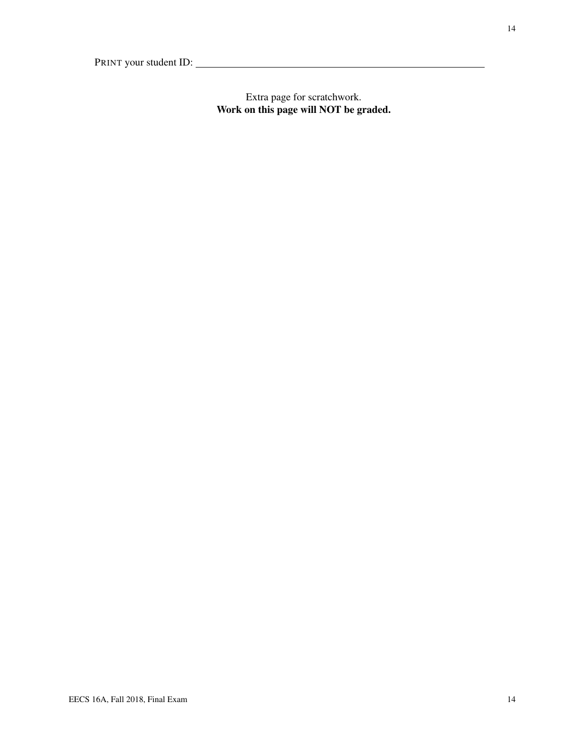PRINT your student ID: \_\_\_\_\_\_\_\_\_\_\_\_\_\_\_\_\_\_\_\_\_\_\_\_\_\_\_\_\_\_\_\_

Extra page for scratchwork.
**Work on this page will NOT be graded.**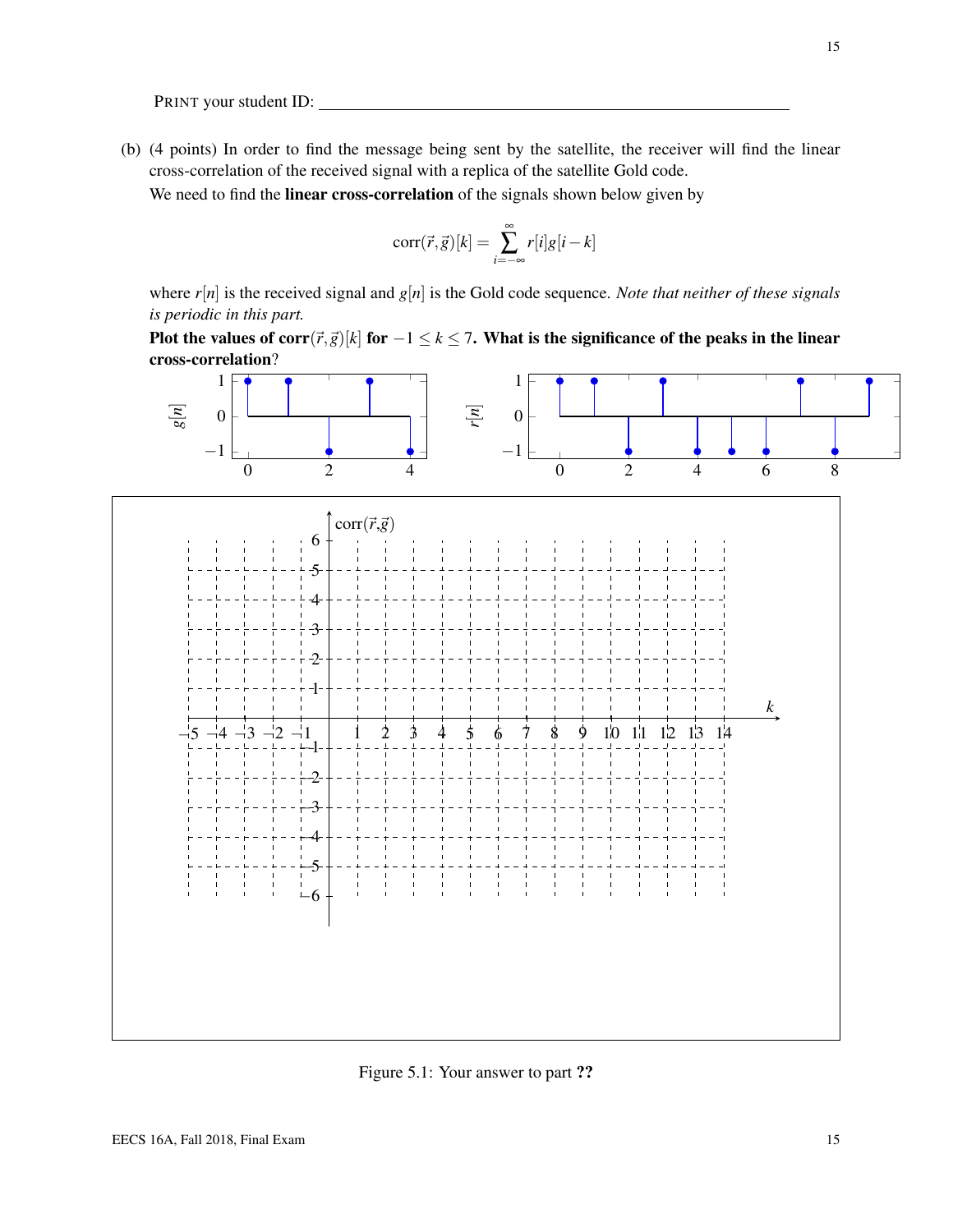PRINT your student ID: ___________________________________________

(b) (4 points) In order to find the message being sent by the satellite, the receiver will find the linear cross-correlation of the received signal with a replica of the satellite Gold code.

We need to find the **linear cross-correlation** of the signals shown below given by

$$\text{corr}(\vec{r},\vec{g})[k] = \sum_{i=-\infty}^{\infty} r[i]g[i-k]$$

where $r[n]$ is the received signal and $g[n]$ is the Gold code sequence. *Note that neither of these signals is periodic in this part.*

**Plot the values of corr$(\vec{r},\vec{g})[k]$ for $-1 \leq k \leq 7$. What is the significance of the peaks in the linear cross-correlation**?

Figure 5.1: Your answer to part ??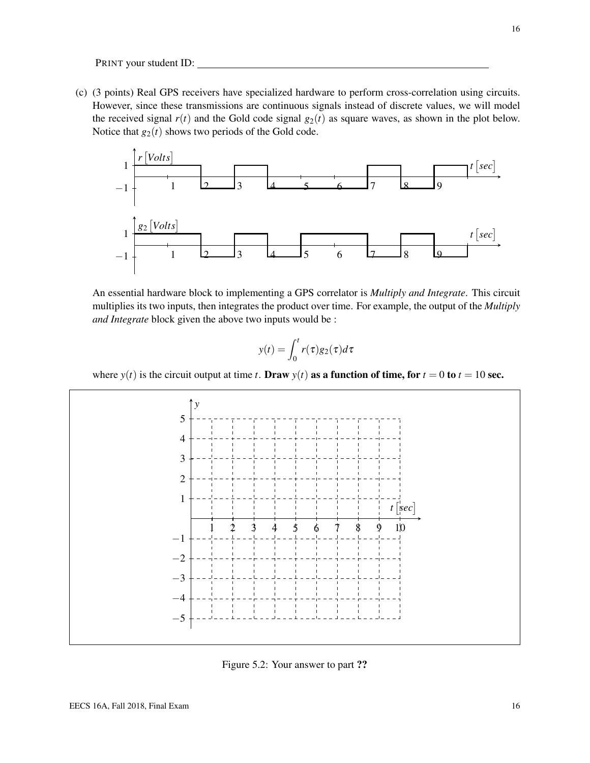PRINT your student ID: ___________________________________________

(c) (3 points) Real GPS receivers have specialized hardware to perform cross-correlation using circuits. However, since these transmissions are continuous signals instead of discrete values, we will model the received signal $r(t)$ and the Gold code signal $g_2(t)$ as square waves, as shown in the plot below. Notice that $g_2(t)$ shows two periods of the Gold code.

An essential hardware block to implementing a GPS correlator is *Multiply and Integrate*. This circuit multiplies its two inputs, then integrates the product over time. For example, the output of the *Multiply and Integrate* block given the above two inputs would be :

$$y(t) = \int_0^t r(\tau) g_2(\tau) d\tau$$

where $y(t)$ is the circuit output at time $t$. **Draw $y(t)$ as a function of time, for $t = 0$ to $t = 10$ sec.**

Figure 5.2: Your answer to part **??**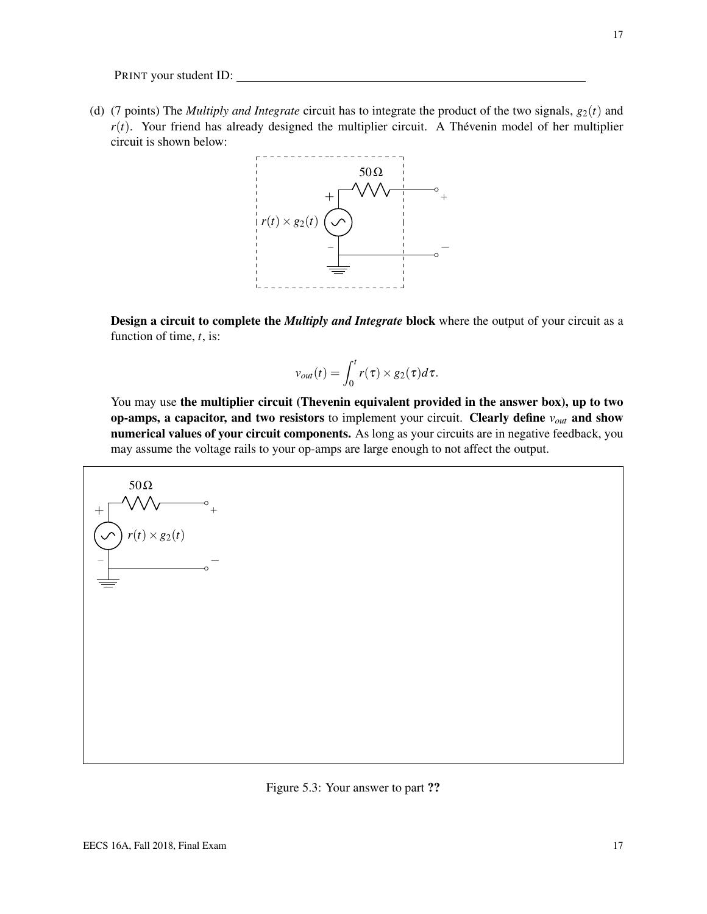PRINT your student ID: ____________________

(d) (7 points) The *Multiply and Integrate* circuit has to integrate the product of the two signals, $g_2(t)$ and $r(t)$. Your friend has already designed the multiplier circuit. A Thévenin model of her multiplier circuit is shown below:

**Design a circuit to complete the *Multiply and Integrate* block** where the output of your circuit as a function of time, $t$, is:

$$v_{out}(t) = \int_0^t r(\tau) \times g_2(\tau) d\tau.$$

You may use **the multiplier circuit (Thevenin equivalent provided in the answer box), up to two op-amps, a capacitor, and two resistors** to implement your circuit. **Clearly define** $v_{out}$ **and show numerical values of your circuit components.** As long as your circuits are in negative feedback, you may assume the voltage rails to your op-amps are large enough to not affect the output.

Figure 5.3: Your answer to part **??**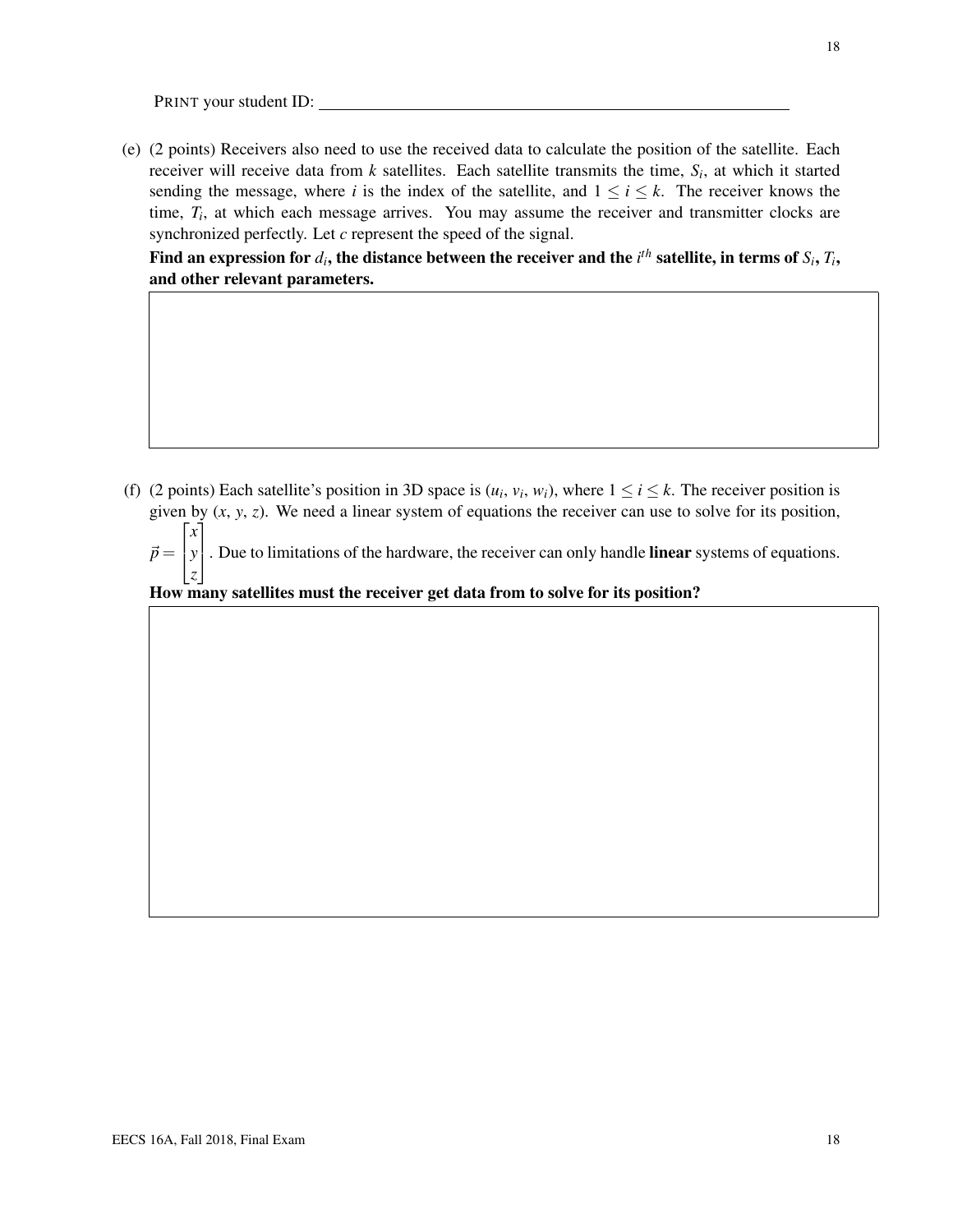PRINT your student ID: ______________________________

(e) (2 points) Receivers also need to use the received data to calculate the position of the satellite. Each receiver will receive data from $k$ satellites. Each satellite transmits the time, $S_i$, at which it started sending the message, where $i$ is the index of the satellite, and $1 \le i \le k$. The receiver knows the time, $T_i$, at which each message arrives. You may assume the receiver and transmitter clocks are synchronized perfectly. Let $c$ represent the speed of the signal.

**Find an expression for $d_i$, the distance between the receiver and the $i^{th}$ satellite, in terms of $S_i$, $T_i$, and other relevant parameters.**

(f) (2 points) Each satellite's position in 3D space is ($u_i$, $v_i$, $w_i$), where $1 \le i \le k$. The receiver position is given by ($x$, $y$, $z$). We need a linear system of equations the receiver can use to solve for its position, $\vec{p} = \begin{bmatrix} x \\ y \\ z \end{bmatrix}$. Due to limitations of the hardware, the receiver can only handle **linear** systems of equations.

**How many satellites must the receiver get data from to solve for its position?**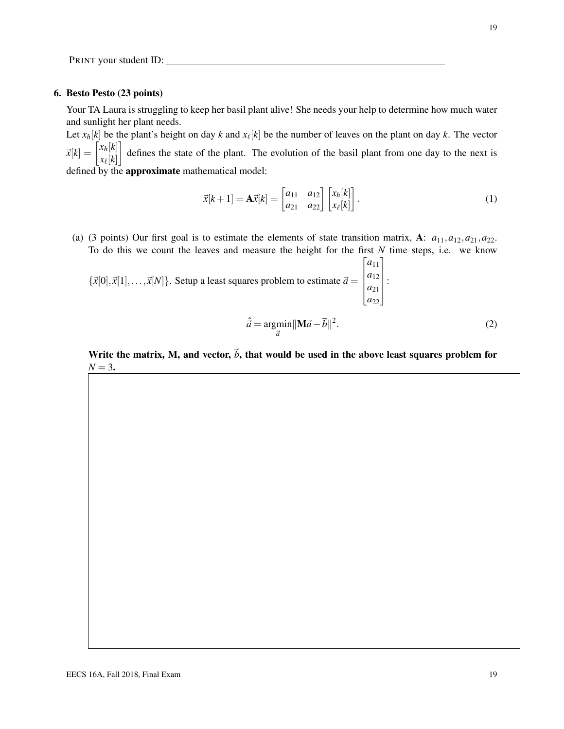PRINT your student ID: ____________________

## 6. Besto Pesto (23 points)

Your TA Laura is struggling to keep her basil plant alive! She needs your help to determine how much water and sunlight her plant needs.

Let $x_h[k]$ be the plant's height on day $k$ and $x_\ell[k]$ be the number of leaves on the plant on day $k$. The vector $\vec{x}[k] = \begin{bmatrix} x_h[k] \\ x_\ell[k] \end{bmatrix}$ defines the state of the plant. The evolution of the basil plant from one day to the next is defined by the **approximate** mathematical model:

$$\vec{x}[k+1] = \mathbf{A}\vec{x}[k] = \begin{bmatrix} a_{11} & a_{12} \\ a_{21} & a_{22} \end{bmatrix} \begin{bmatrix} x_h[k] \\ x_\ell[k] \end{bmatrix}. \tag{1}$$

(a) (3 points) Our first goal is to estimate the elements of state transition matrix, $\mathbf{A}$: $a_{11}, a_{12}, a_{21}, a_{22}$. To do this we count the leaves and measure the height for the first $N$ time steps, i.e. we know $\{\vec{x}[0], \vec{x}[1], \ldots, \vec{x}[N]\}$. Setup a least squares problem to estimate $\vec{a} = \begin{bmatrix} a_{11} \\ a_{12} \\ a_{21} \\ a_{22} \end{bmatrix}$:

$$\hat{\vec{a}} = \underset{\vec{a}}{\operatorname{argmin}} \|\mathbf{M}\vec{a} - \vec{b}\|^2. \tag{2}$$

**Write the matrix, M, and vector, $\vec{b}$, that would be used in the above least squares problem for $N = 3$.**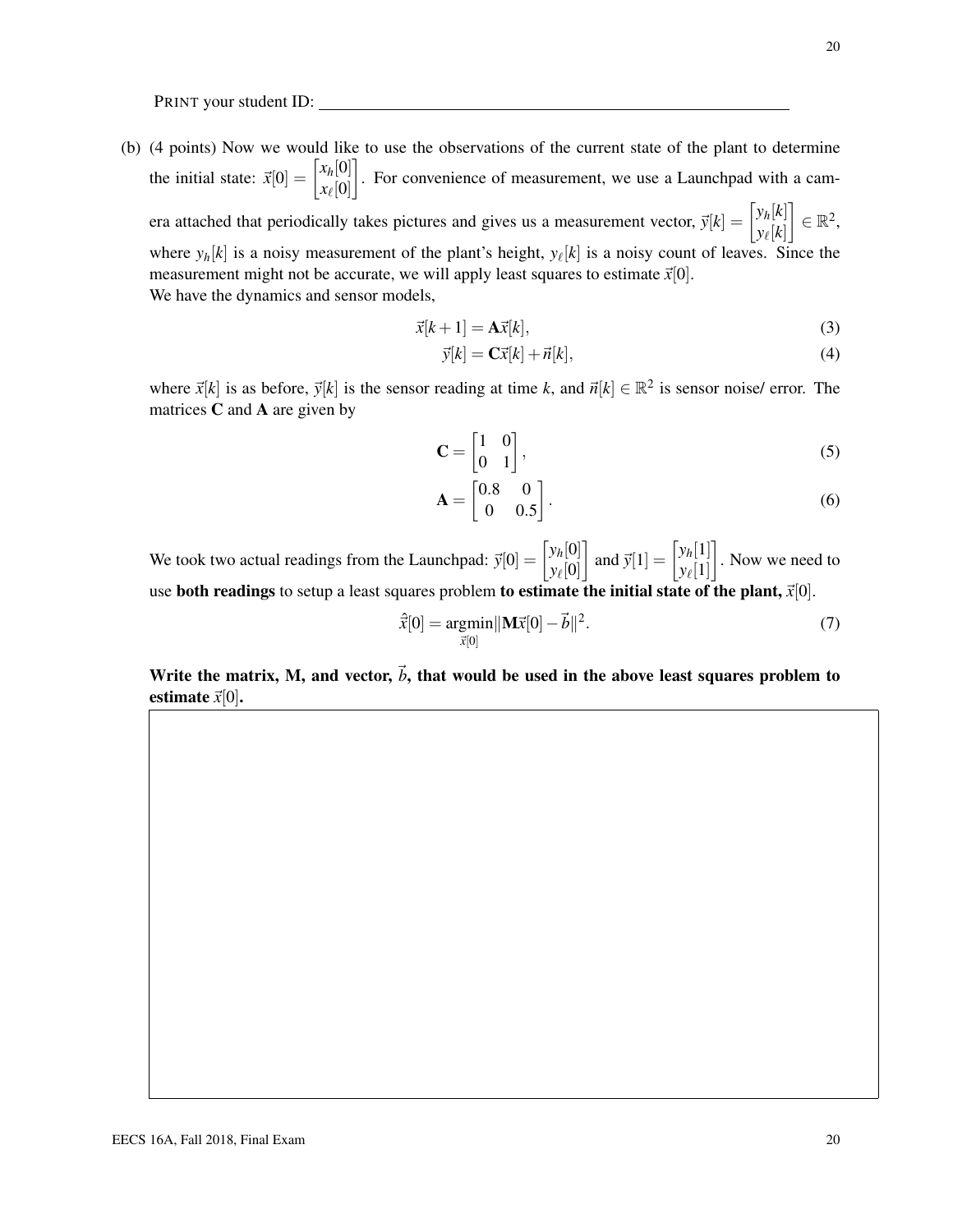PRINT your student ID: ______________________________

(b) (4 points) Now we would like to use the observations of the current state of the plant to determine the initial state: $\vec{x}[0] = \begin{bmatrix} x_h[0] \\ x_\ell[0] \end{bmatrix}$. For convenience of measurement, we use a Launchpad with a camera attached that periodically takes pictures and gives us a measurement vector, $\vec{y}[k] = \begin{bmatrix} y_h[k] \\ y_\ell[k] \end{bmatrix} \in \mathbb{R}^2$, where $y_h[k]$ is a noisy measurement of the plant's height, $y_\ell[k]$ is a noisy count of leaves. Since the measurement might not be accurate, we will apply least squares to estimate $\vec{x}[0]$.
We have the dynamics and sensor models,

$$\vec{x}[k+1] = \mathbf{A}\vec{x}[k], \tag{3}$$

$$\vec{y}[k] = \mathbf{C}\vec{x}[k] + \vec{n}[k], \tag{4}$$

where $\vec{x}[k]$ is as before, $\vec{y}[k]$ is the sensor reading at time $k$, and $\vec{n}[k] \in \mathbb{R}^2$ is sensor noise/ error. The matrices $\mathbf{C}$ and $\mathbf{A}$ are given by

$$\mathbf{C} = \begin{bmatrix} 1 & 0 \\ 0 & 1 \end{bmatrix}, \tag{5}$$

$$\mathbf{A} = \begin{bmatrix} 0.8 & 0 \\ 0 & 0.5 \end{bmatrix}. \tag{6}$$

We took two actual readings from the Launchpad: $\vec{y}[0] = \begin{bmatrix} y_h[0] \\ y_\ell[0] \end{bmatrix}$ and $\vec{y}[1] = \begin{bmatrix} y_h[1] \\ y_\ell[1] \end{bmatrix}$. Now we need to use **both readings** to setup a least squares problem **to estimate the initial state of the plant,** $\vec{x}[0]$.

$$\hat{\vec{x}}[0] = \underset{\vec{x}[0]}{\operatorname{argmin}} \|\mathbf{M}\vec{x}[0] - \vec{b}\|^2. \tag{7}$$

**Write the matrix, M, and vector, $\vec{b}$, that would be used in the above least squares problem to estimate $\vec{x}[0]$.**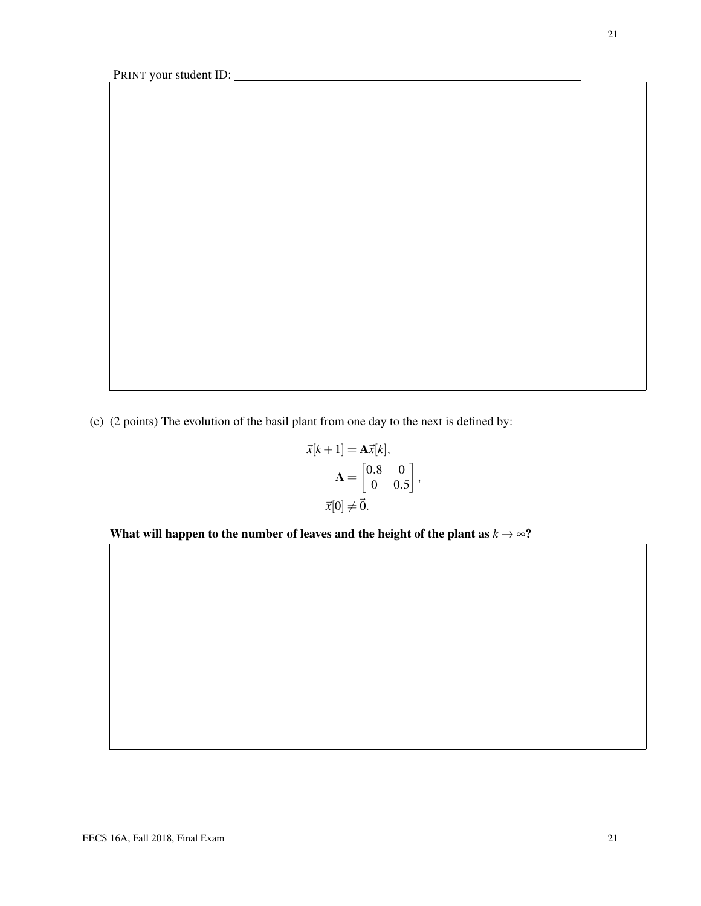PRINT your student ID: ________________________________

(c) (2 points) The evolution of the basil plant from one day to the next is defined by:

$$\vec{x}[k+1] = \mathbf{A}\vec{x}[k],$$
$$\mathbf{A} = \begin{bmatrix} 0.8 & 0 \\ 0 & 0.5 \end{bmatrix},$$
$$\vec{x}[0] \neq \vec{0}.$$

**What will happen to the number of leaves and the height of the plant as $k \to \infty$?**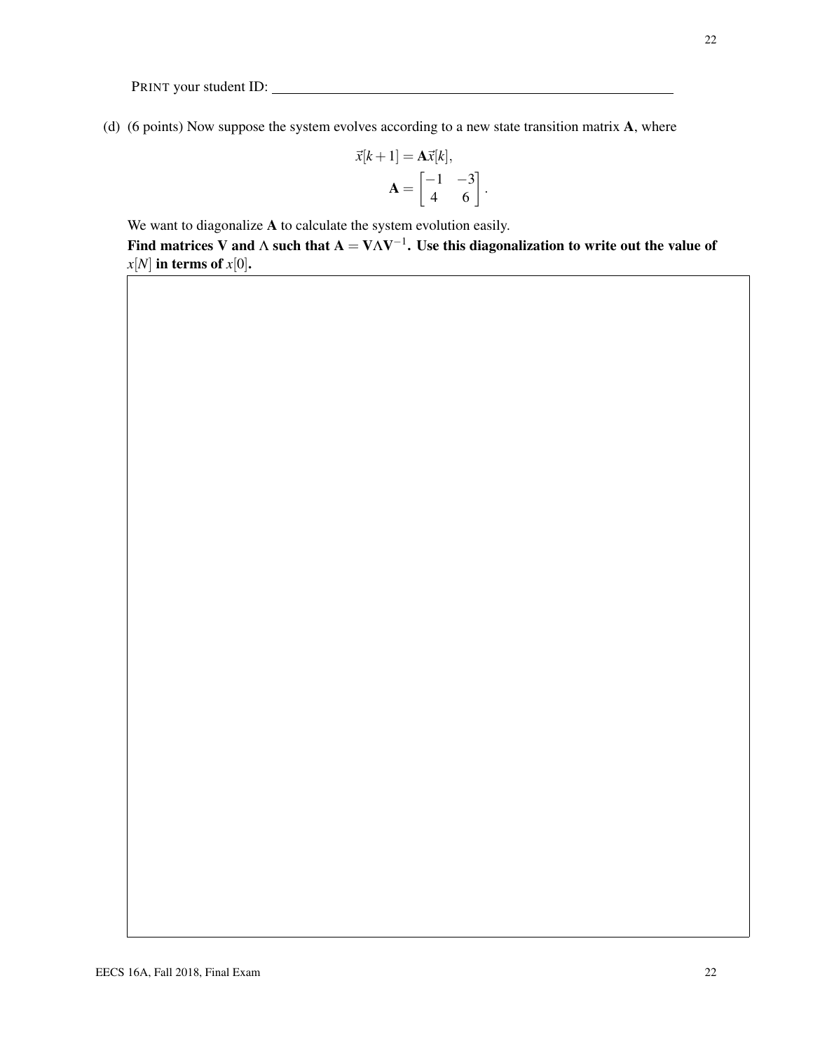PRINT your student ID: ____________________

(d) (6 points) Now suppose the system evolves according to a new state transition matrix $\mathbf{A}$, where

$$\vec{x}[k+1] = \mathbf{A}\vec{x}[k],$$
$$\mathbf{A} = \begin{bmatrix} -1 & -3 \\ 4 & 6 \end{bmatrix}.$$

We want to diagonalize $\mathbf{A}$ to calculate the system evolution easily.

**Find matrices V and $\Lambda$ such that $\mathbf{A} = \mathbf{V}\Lambda\mathbf{V}^{-1}$. Use this diagonalization to write out the value of $x[N]$ in terms of $x[0]$.**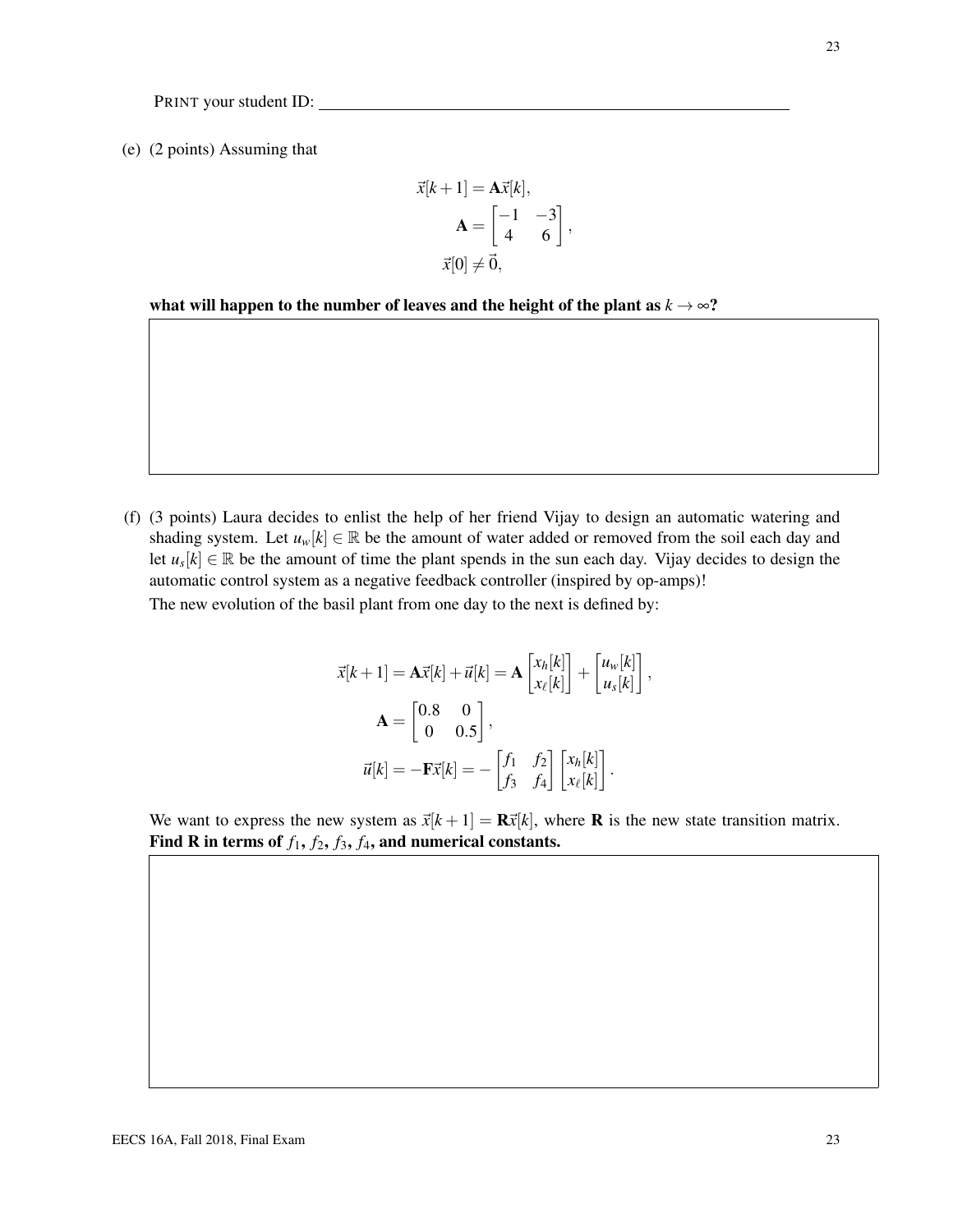PRINT your student ID: ____________________________________________

(e) (2 points) Assuming that

$$\vec{x}[k+1] = \mathbf{A}\vec{x}[k],$$
$$\mathbf{A} = \begin{bmatrix} -1 & -3 \\ 4 & 6 \end{bmatrix},$$
$$\vec{x}[0] \neq \vec{0},$$

**what will happen to the number of leaves and the height of the plant as $k \to \infty$?**

(f) (3 points) Laura decides to enlist the help of her friend Vijay to design an automatic watering and shading system. Let $u_w[k] \in \mathbb{R}$ be the amount of water added or removed from the soil each day and let $u_s[k] \in \mathbb{R}$ be the amount of time the plant spends in the sun each day. Vijay decides to design the automatic control system as a negative feedback controller (inspired by op-amps)!

The new evolution of the basil plant from one day to the next is defined by:

$$\vec{x}[k+1] = \mathbf{A}\vec{x}[k] + \vec{u}[k] = \mathbf{A}\begin{bmatrix} x_h[k] \\ x_\ell[k] \end{bmatrix} + \begin{bmatrix} u_w[k] \\ u_s[k] \end{bmatrix},$$
$$\mathbf{A} = \begin{bmatrix} 0.8 & 0 \\ 0 & 0.5 \end{bmatrix},$$
$$\vec{u}[k] = -\mathbf{F}\vec{x}[k] = -\begin{bmatrix} f_1 & f_2 \\ f_3 & f_4 \end{bmatrix}\begin{bmatrix} x_h[k] \\ x_\ell[k] \end{bmatrix}.$$

We want to express the new system as $\vec{x}[k+1] = \mathbf{R}\vec{x}[k]$, where $\mathbf{R}$ is the new state transition matrix. **Find R in terms of $f_1$, $f_2$, $f_3$, $f_4$, and numerical constants.**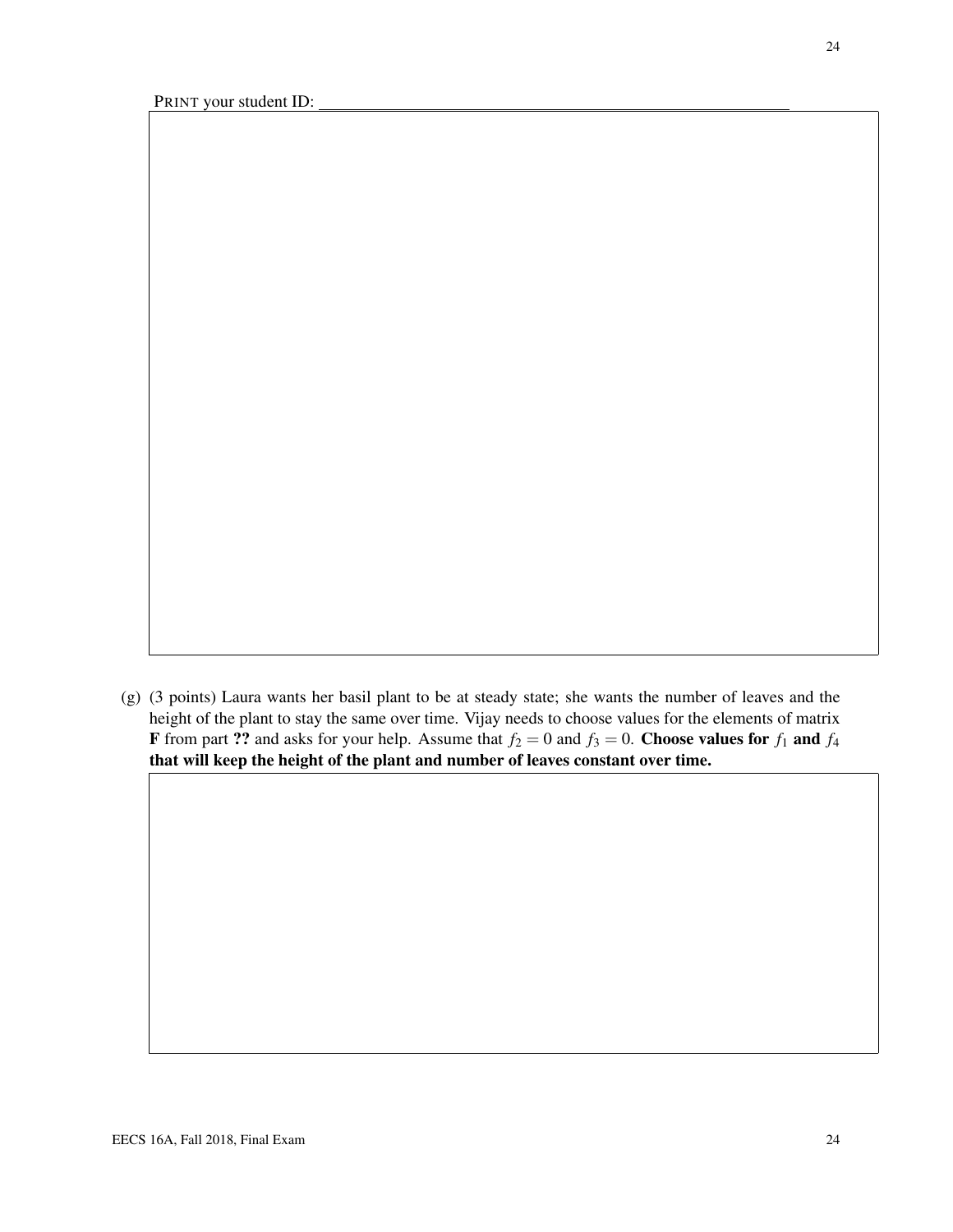PRINT your student ID: \_\_\_\_\_\_\_\_\_\_\_\_\_\_\_\_\_\_\_\_\_\_\_\_\_\_\_\_\_\_\_\_\_\_\_\_\_\_\_\_\_\_\_\_\_\_\_\_\_\_\_\_

(g) (3 points) Laura wants her basil plant to be at steady state; she wants the number of leaves and the height of the plant to stay the same over time. Vijay needs to choose values for the elements of matrix **F** from part **??** and asks for your help. Assume that $f_2 = 0$ and $f_3 = 0$. **Choose values for $f_1$ and $f_4$ that will keep the height of the plant and number of leaves constant over time.**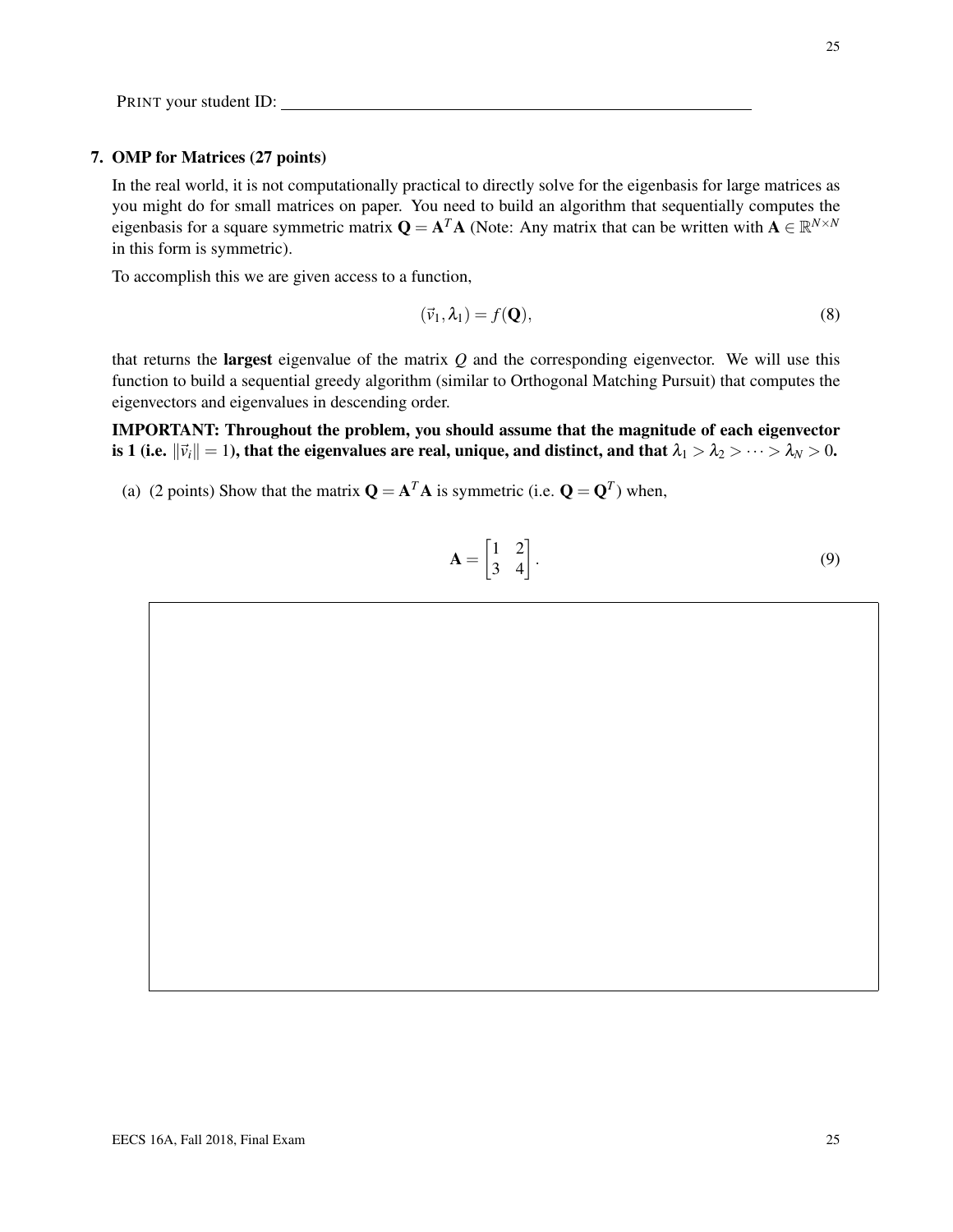PRINT your student ID: \_\_\_\_\_\_\_\_\_\_\_\_\_\_\_\_\_\_\_\_\_\_\_\_\_\_\_\_\_\_\_\_\_\_\_\_\_\_\_\_

## 7. OMP for Matrices (27 points)

In the real world, it is not computationally practical to directly solve for the eigenbasis for large matrices as you might do for small matrices on paper. You need to build an algorithm that sequentially computes the eigenbasis for a square symmetric matrix $\mathbf{Q} = \mathbf{A}^T\mathbf{A}$ (Note: Any matrix that can be written with $\mathbf{A} \in \mathbb{R}^{N \times N}$ in this form is symmetric).

To accomplish this we are given access to a function,

$$(\vec{v}_1, \lambda_1) = f(\mathbf{Q}), \tag{8}$$

that returns the **largest** eigenvalue of the matrix $Q$ and the corresponding eigenvector. We will use this function to build a sequential greedy algorithm (similar to Orthogonal Matching Pursuit) that computes the eigenvectors and eigenvalues in descending order.

**IMPORTANT: Throughout the problem, you should assume that the magnitude of each eigenvector is 1 (i.e. $\|\vec{v}_i\| = 1$), that the eigenvalues are real, unique, and distinct, and that $\lambda_1 > \lambda_2 > \cdots > \lambda_N > 0$.**

(a) (2 points) Show that the matrix $\mathbf{Q} = \mathbf{A}^T\mathbf{A}$ is symmetric (i.e. $\mathbf{Q} = \mathbf{Q}^T$) when,

$$\mathbf{A} = \begin{bmatrix} 1 & 2 \\ 3 & 4 \end{bmatrix}. \tag{9}$$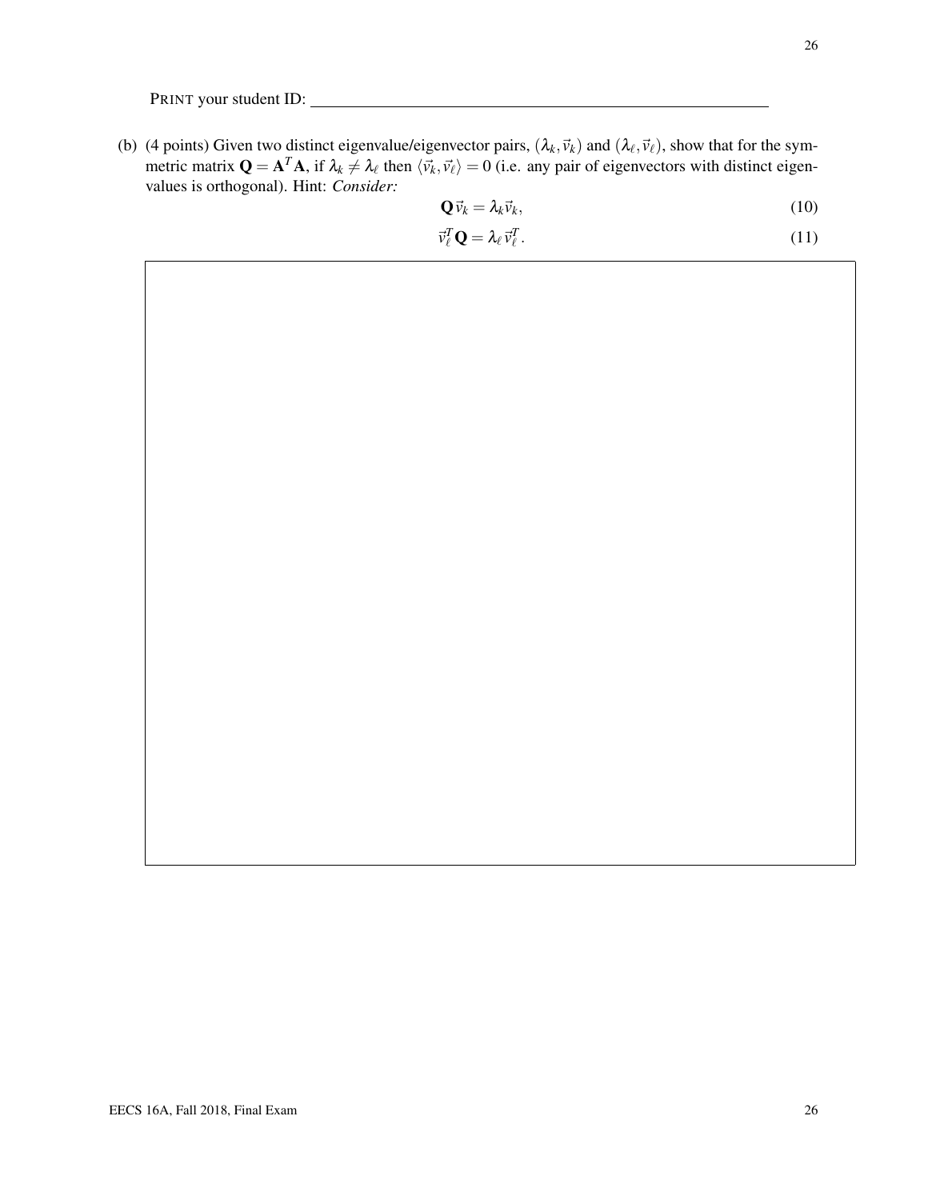PRINT your student ID: \_\_\_\_\_\_\_\_\_\_\_\_\_\_\_\_\_\_\_\_\_\_\_\_\_\_\_\_\_\_\_\_\_\_\_\_\_\_\_\_

(b) (4 points) Given two distinct eigenvalue/eigenvector pairs, $(\lambda_k, \vec{v}_k)$ and $(\lambda_\ell, \vec{v}_\ell)$, show that for the symmetric matrix $\mathbf{Q} = \mathbf{A}^T\mathbf{A}$, if $\lambda_k \neq \lambda_\ell$ then $\langle \vec{v}_k, \vec{v}_\ell \rangle = 0$ (i.e. any pair of eigenvectors with distinct eigenvalues is orthogonal). Hint: *Consider:*

$$\mathbf{Q}\vec{v}_k = \lambda_k \vec{v}_k, \tag{10}$$

$$\vec{v}_\ell^T \mathbf{Q} = \lambda_\ell \vec{v}_\ell^T. \tag{11}$$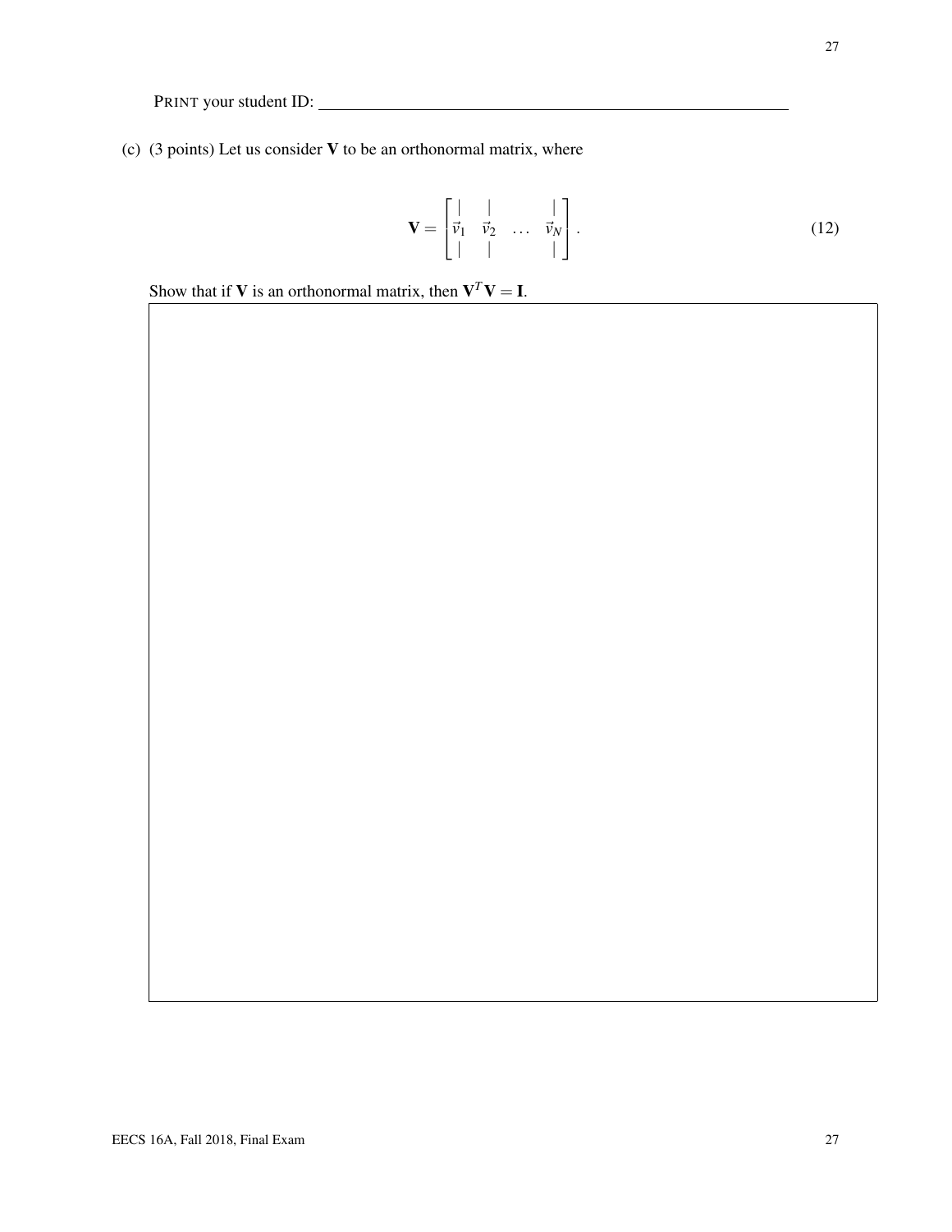PRINT your student ID: ________________________________

(c) (3 points) Let us consider $\mathbf{V}$ to be an orthonormal matrix, where

$$\mathbf{V} = \begin{bmatrix} | & | & & | \\ \vec{v}_1 & \vec{v}_2 & \dots & \vec{v}_N \\ | & | & & | \end{bmatrix}. \tag{12}$$

Show that if $\mathbf{V}$ is an orthonormal matrix, then $\mathbf{V}^T\mathbf{V} = \mathbf{I}$.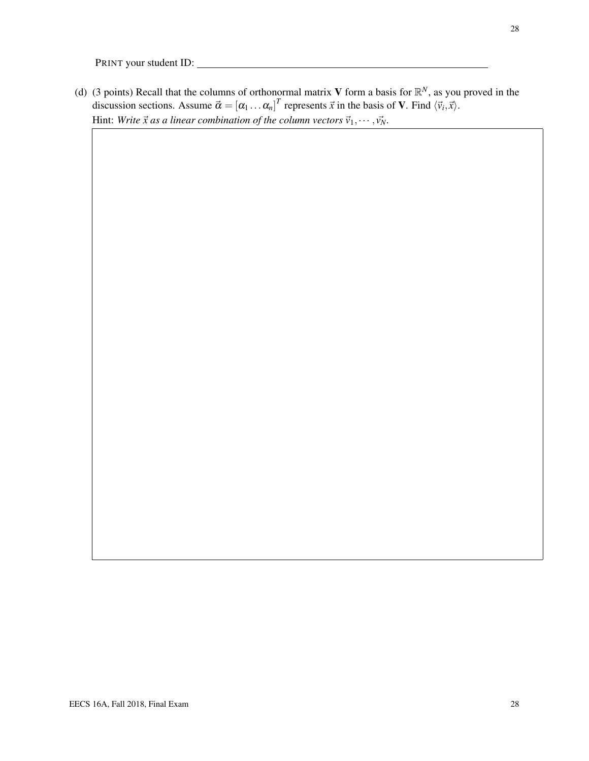PRINT your student ID: ________________________________

(d) (3 points) Recall that the columns of orthonormal matrix $\mathbf{V}$ form a basis for $\mathbb{R}^N$, as you proved in the discussion sections. Assume $\vec{\alpha} = [\alpha_1 \dots \alpha_n]^T$ represents $\vec{x}$ in the basis of $\mathbf{V}$. Find $\langle \vec{v}_i, \vec{x} \rangle$.

Hint: *Write $\vec{x}$ as a linear combination of the column vectors $\vec{v}_1, \cdots, \vec{v}_N$.*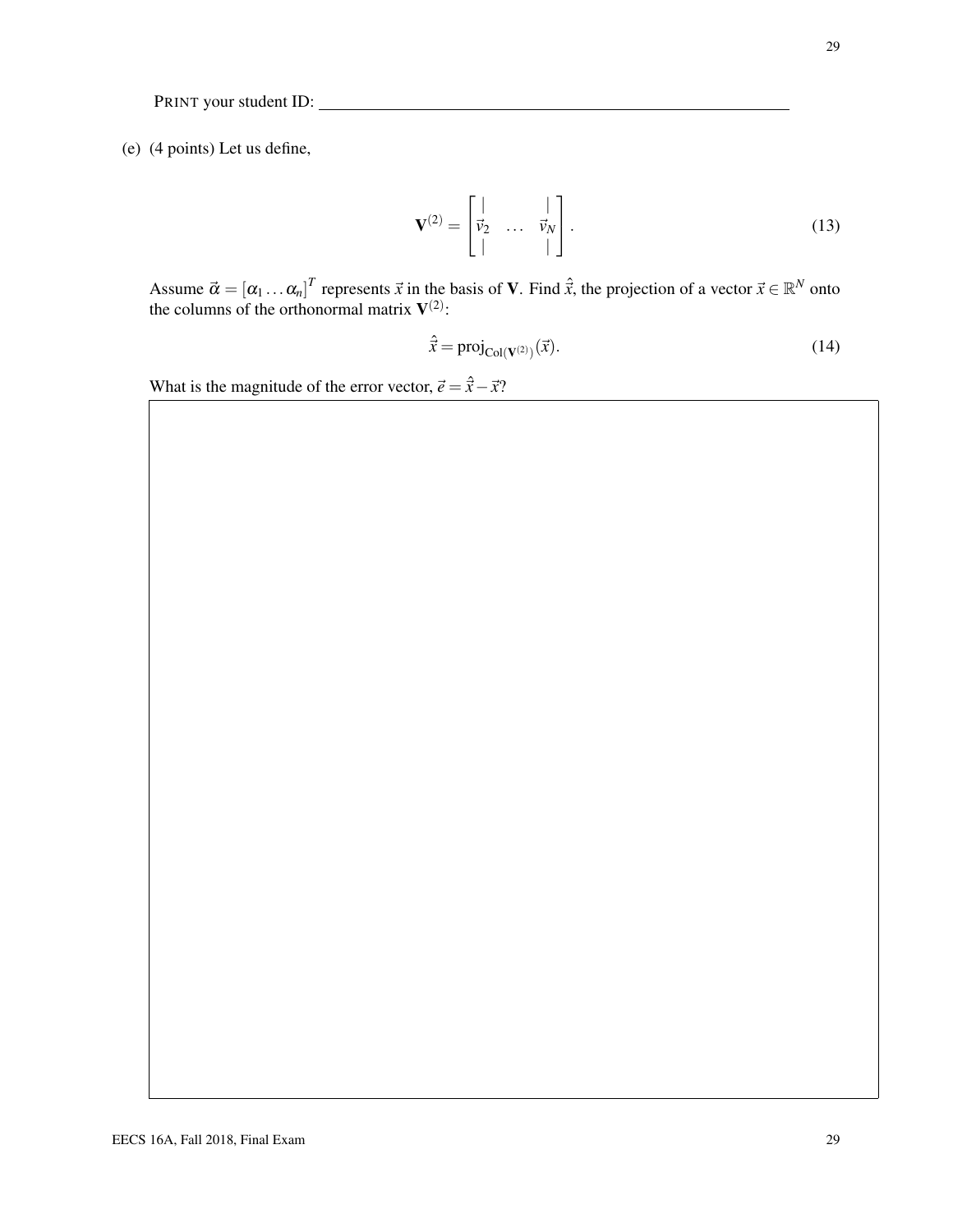PRINT your student ID: ____________________

(e) (4 points) Let us define,

$$\mathbf{V}^{(2)} = \begin{bmatrix} | & & | \\ \vec{v}_2 & \dots & \vec{v}_N \\ | & & | \end{bmatrix}. \tag{13}$$

Assume $\vec{\alpha} = [\alpha_1 \dots \alpha_n]^T$ represents $\vec{x}$ in the basis of $\mathbf{V}$. Find $\hat{\vec{x}}$, the projection of a vector $\vec{x} \in \mathbb{R}^N$ onto the columns of the orthonormal matrix $\mathbf{V}^{(2)}$:

$$\hat{\vec{x}} = \text{proj}_{\text{Col}(\mathbf{V}^{(2)})}(\vec{x}). \tag{14}$$

What is the magnitude of the error vector, $\vec{e} = \hat{\vec{x}} - \vec{x}$?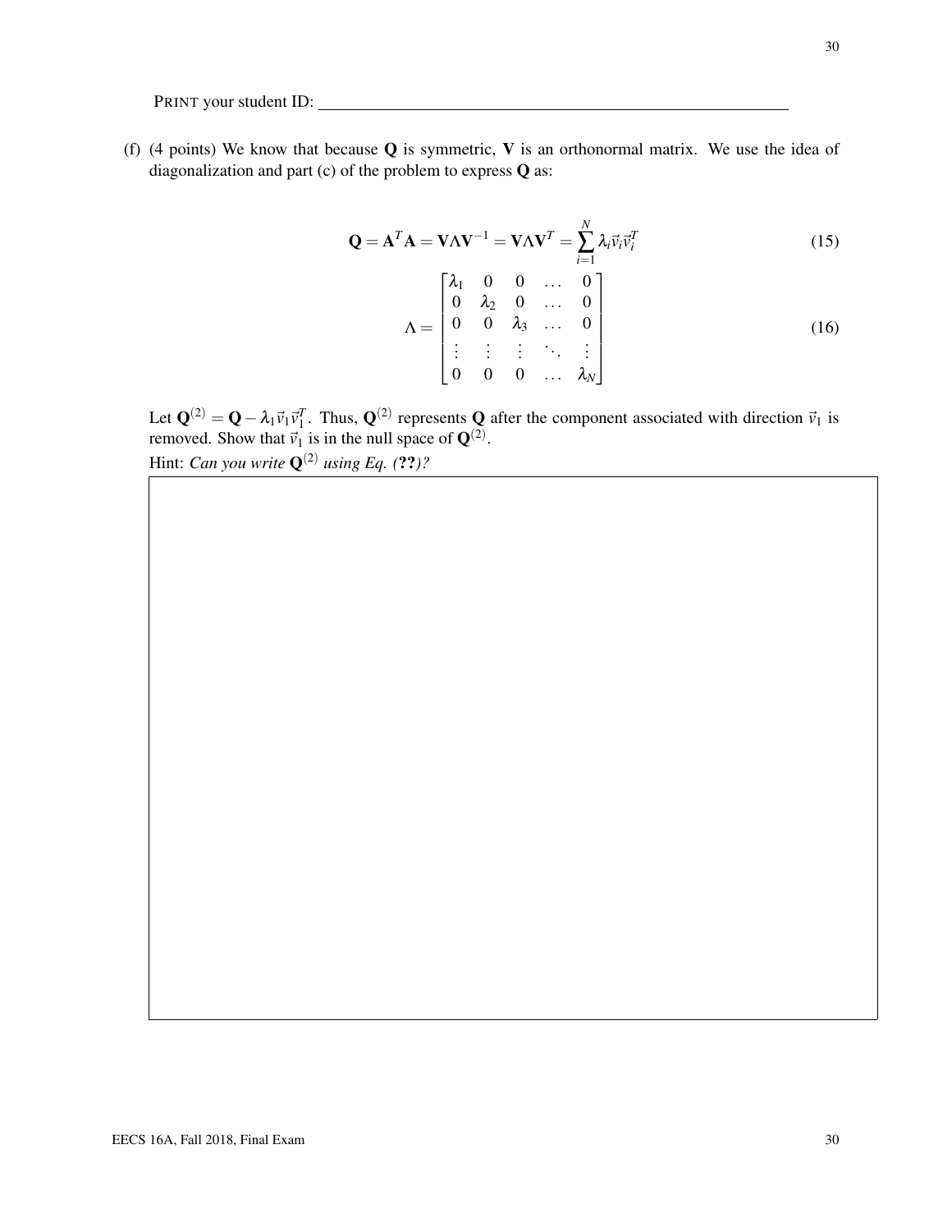PRINT your student ID: ______________________________

(f) (4 points) We know that because $\mathbf{Q}$ is symmetric, $\mathbf{V}$ is an orthonormal matrix. We use the idea of diagonalization and part (c) of the problem to express $\mathbf{Q}$ as:

$$\mathbf{Q} = \mathbf{A}^T\mathbf{A} = \mathbf{V}\Lambda\mathbf{V}^{-1} = \mathbf{V}\Lambda\mathbf{V}^T = \sum_{i=1}^{N} \lambda_i \vec{v}_i \vec{v}_i^T \tag{15}$$

$$\Lambda = \begin{bmatrix} \lambda_1 & 0 & 0 & \dots & 0 \\ 0 & \lambda_2 & 0 & \dots & 0 \\ 0 & 0 & \lambda_3 & \dots & 0 \\ \vdots & \vdots & \vdots & \ddots & \vdots \\ 0 & 0 & 0 & \dots & \lambda_N \end{bmatrix} \tag{16}$$

Let $\mathbf{Q}^{(2)} = \mathbf{Q} - \lambda_1 \vec{v}_1 \vec{v}_1^T$. Thus, $\mathbf{Q}^{(2)}$ represents $\mathbf{Q}$ after the component associated with direction $\vec{v}_1$ is removed. Show that $\vec{v}_1$ is in the null space of $\mathbf{Q}^{(2)}$.

Hint: *Can you write $\mathbf{Q}^{(2)}$ using Eq. (**??**)?*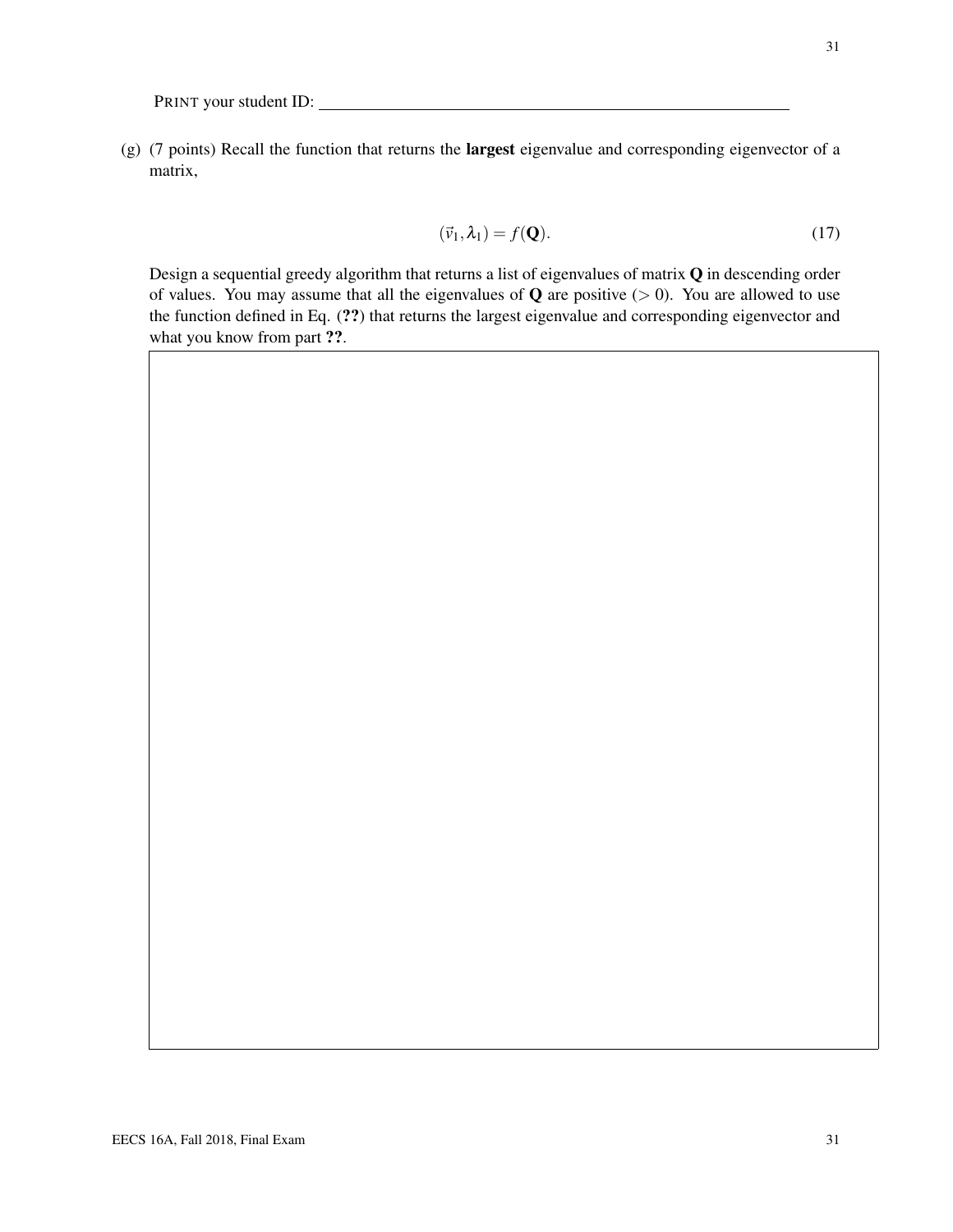PRINT your student ID: \_\_\_\_\_\_\_\_\_\_\_\_\_\_\_\_\_\_\_\_\_\_\_\_\_\_\_\_\_\_\_\_\_\_\_\_\_\_\_\_

(g) (7 points) Recall the function that returns the **largest** eigenvalue and corresponding eigenvector of a matrix,

$$(\vec{v}_1, \lambda_1) = f(\mathbf{Q}). \tag{17}$$

Design a sequential greedy algorithm that returns a list of eigenvalues of matrix $\mathbf{Q}$ in descending order of values. You may assume that all the eigenvalues of $\mathbf{Q}$ are positive ($> 0$). You are allowed to use the function defined in Eq. (**??**) that returns the largest eigenvalue and corresponding eigenvector and what you know from part **??**.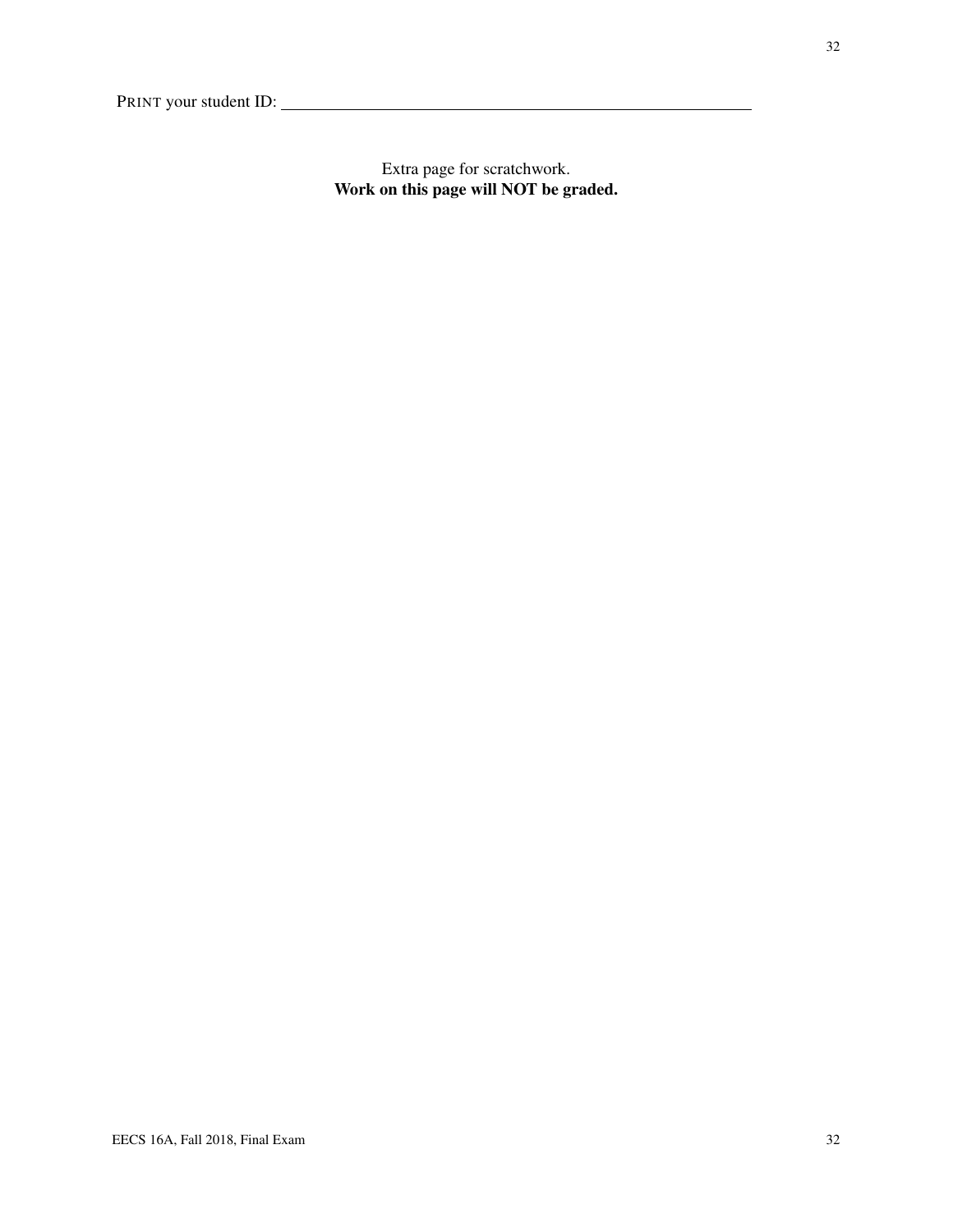PRINT your student ID: ____________________

Extra page for scratchwork.
**Work on this page will NOT be graded.**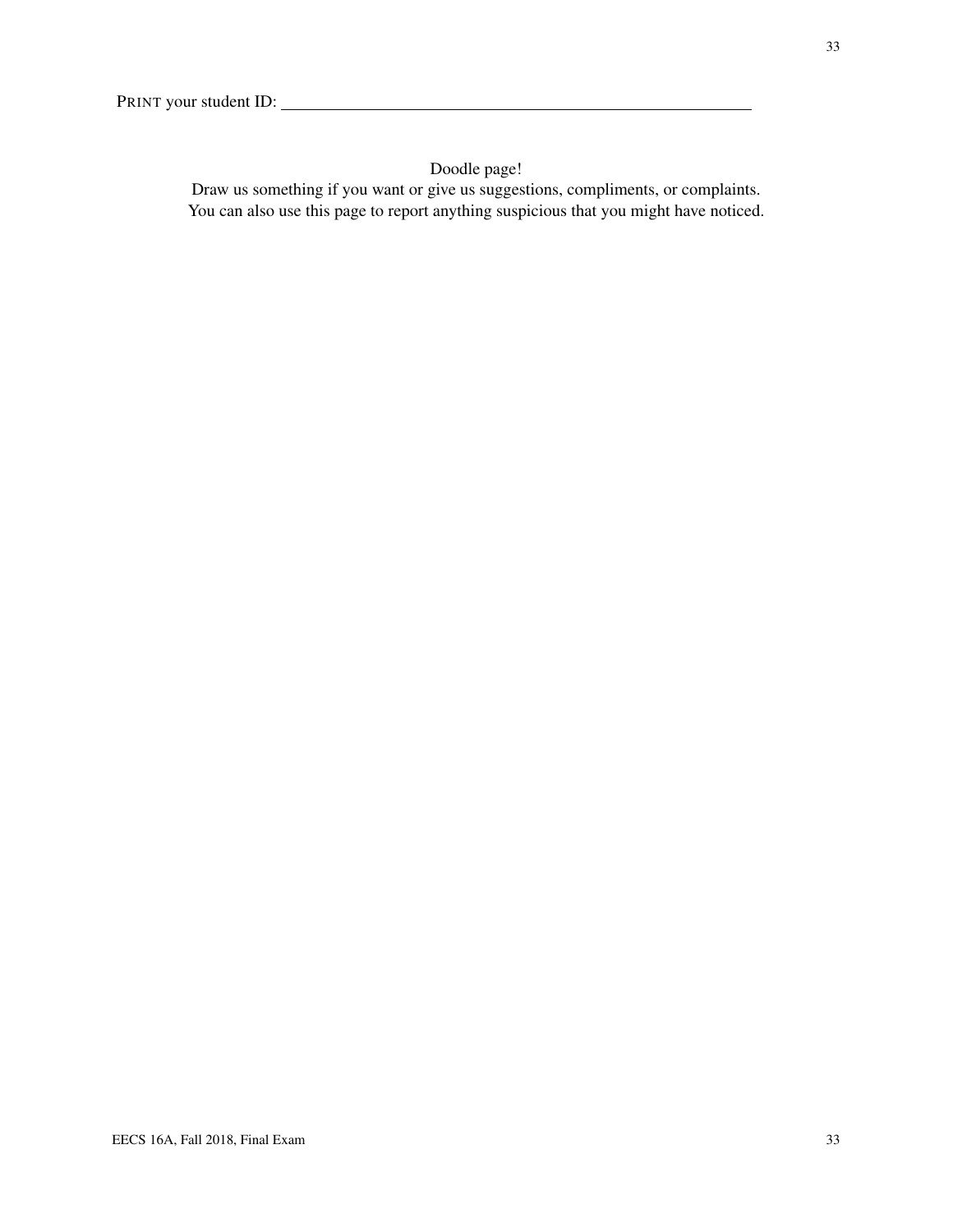PRINT your student ID: \_\_\_\_\_\_\_\_\_\_\_\_\_\_\_\_\_\_\_\_\_\_\_\_\_\_\_\_\_\_\_\_\_\_\_\_\_\_\_\_\_\_\_\_

Doodle page!

Draw us something if you want or give us suggestions, compliments, or complaints.
You can also use this page to report anything suspicious that you might have noticed.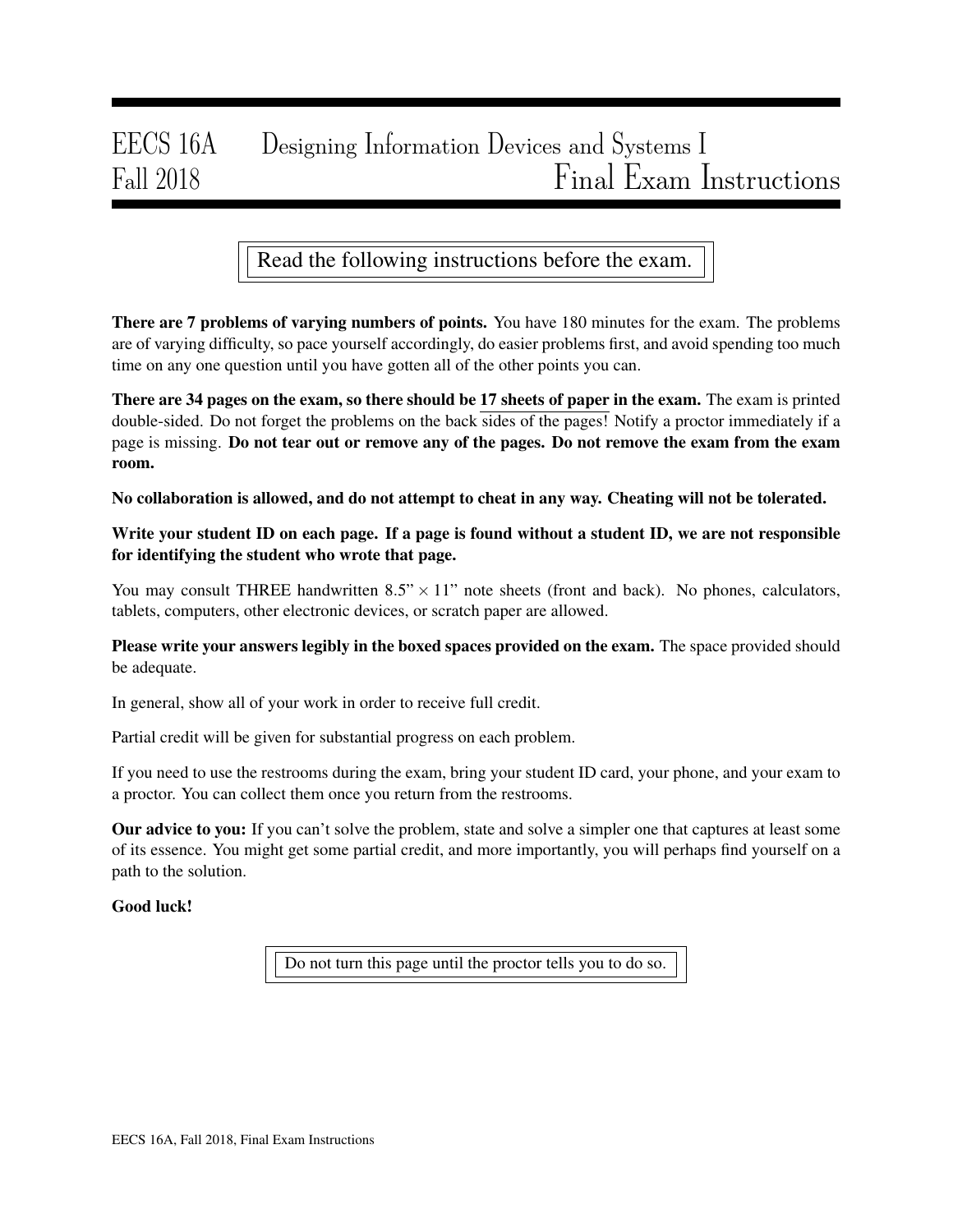# EECS 16A Designing Information Devices and Systems I
## Fall 2018 Final Exam Instructions

Read the following instructions before the exam.

**There are 7 problems of varying numbers of points.** You have 180 minutes for the exam. The problems are of varying difficulty, so pace yourself accordingly, do easier problems first, and avoid spending too much time on any one question until you have gotten all of the other points you can.

**There are 34 pages on the exam, so there should be 17 sheets of paper in the exam.** The exam is printed double-sided. Do not forget the problems on the back sides of the pages! Notify a proctor immediately if a page is missing. **Do not tear out or remove any of the pages. Do not remove the exam from the exam room.**

**No collaboration is allowed, and do not attempt to cheat in any way. Cheating will not be tolerated.**

**Write your student ID on each page. If a page is found without a student ID, we are not responsible for identifying the student who wrote that page.**

You may consult THREE handwritten 8.5" $\times$ 11" note sheets (front and back). No phones, calculators, tablets, computers, other electronic devices, or scratch paper are allowed.

**Please write your answers legibly in the boxed spaces provided on the exam.** The space provided should be adequate.

In general, show all of your work in order to receive full credit.

Partial credit will be given for substantial progress on each problem.

If you need to use the restrooms during the exam, bring your student ID card, your phone, and your exam to a proctor. You can collect them once you return from the restrooms.

**Our advice to you:** If you can't solve the problem, state and solve a simpler one that captures at least some of its essence. You might get some partial credit, and more importantly, you will perhaps find yourself on a path to the solution.

**Good luck!**

Do not turn this page until the proctor tells you to do so.